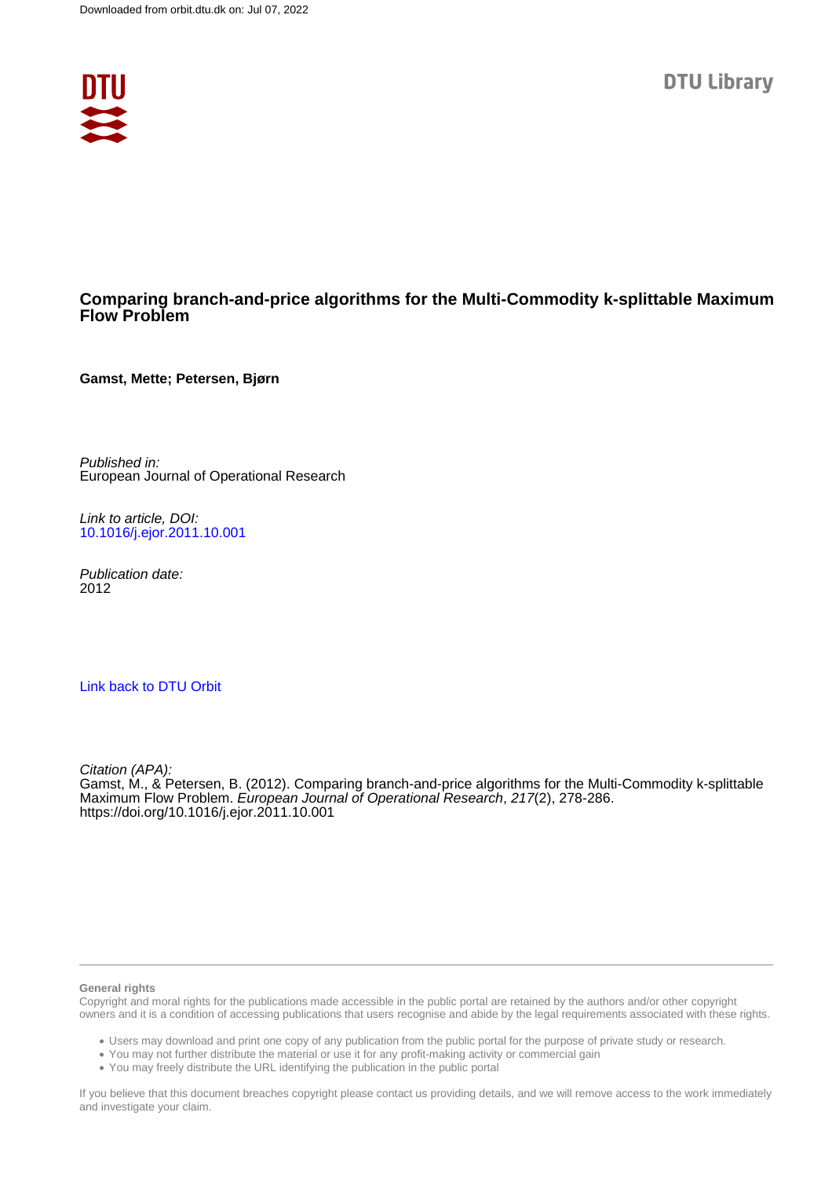Downloaded from orbit.dtu.dk on: Jul 07, 2022

DTU Library

# Comparing branch-and-price algorithms for the Multi-Commodity k-splittable Maximum Flow Problem

**Gamst, Mette; Petersen, Bjørn**

*Published in:*
European Journal of Operational Research

*Link to article, DOI:*
10.1016/j.ejor.2011.10.001

*Publication date:*
2012

Link back to DTU Orbit

*Citation (APA):*
Gamst, M., & Petersen, B. (2012). Comparing branch-and-price algorithms for the Multi-Commodity k-splittable Maximum Flow Problem. *European Journal of Operational Research*, *217*(2), 278-286. https://doi.org/10.1016/j.ejor.2011.10.001

**General rights**

Copyright and moral rights for the publications made accessible in the public portal are retained by the authors and/or other copyright owners and it is a condition of accessing publications that users recognise and abide by the legal requirements associated with these rights.

- Users may download and print one copy of any publication from the public portal for the purpose of private study or research.
- You may not further distribute the material or use it for any profit-making activity or commercial gain
- You may freely distribute the URL identifying the publication in the public portal

If you believe that this document breaches copyright please contact us providing details, and we will remove access to the work immediately and investigate your claim.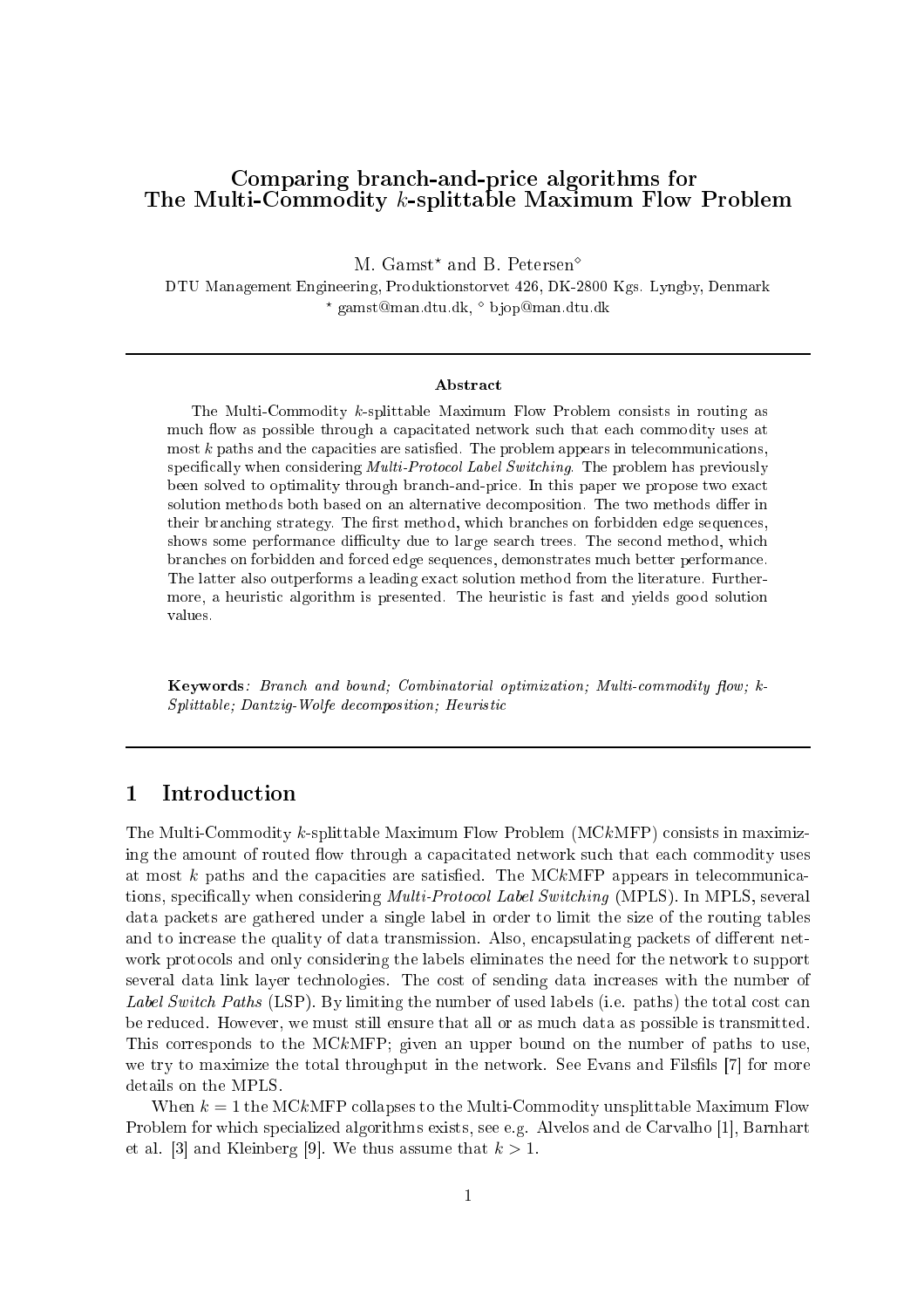# Comparing branch-and-price algorithms for The Multi-Commodity $k$-splittable Maximum Flow Problem

M. Gamst⋆ and B. Petersen⋄

DTU Management Engineering, Produktionstorvet 426, DK-2800 Kgs. Lyngby, Denmark

⋆ gamst@man.dtu.dk, ⋄ bjop@man.dtu.dk

---

**Abstract**

The Multi-Commodity $k$-splittable Maximum Flow Problem consists in routing as much flow as possible through a capacitated network such that each commodity uses at most $k$ paths and the capacities are satisfied. The problem appears in telecommunications, specifically when considering *Multi-Protocol Label Switching*. The problem has previously been solved to optimality through branch-and-price. In this paper we propose two exact solution methods both based on an alternative decomposition. The two methods differ in their branching strategy. The first method, which branches on forbidden edge sequences, shows some performance difficulty due to large search trees. The second method, which branches on forbidden and forced edge sequences, demonstrates much better performance. The latter also outperforms a leading exact solution method from the literature. Furthermore, a heuristic algorithm is presented. The heuristic is fast and yields good solution values.

**Keywords**: *Branch and bound; Combinatorial optimization; Multi-commodity flow; k-Splittable; Dantzig-Wolfe decomposition; Heuristic*

---

## 1 Introduction

The Multi-Commodity $k$-splittable Maximum Flow Problem (MC$k$MFP) consists in maximizing the amount of routed flow through a capacitated network such that each commodity uses at most $k$ paths and the capacities are satisfied. The MC$k$MFP appears in telecommunications, specifically when considering *Multi-Protocol Label Switching* (MPLS). In MPLS, several data packets are gathered under a single label in order to limit the size of the routing tables and to increase the quality of data transmission. Also, encapsulating packets of different network protocols and only considering the labels eliminates the need for the network to support several data link layer technologies. The cost of sending data increases with the number of *Label Switch Paths* (LSP). By limiting the number of used labels (i.e. paths) the total cost can be reduced. However, we must still ensure that all or as much data as possible is transmitted. This corresponds to the MC$k$MFP; given an upper bound on the number of paths to use, we try to maximize the total throughput in the network. See Evans and Filsfils [7] for more details on the MPLS.

When $k = 1$ the MC$k$MFP collapses to the Multi-Commodity unsplittable Maximum Flow Problem for which specialized algorithms exists, see e.g. Alvelos and de Carvalho [1], Barnhart et al. [3] and Kleinberg [9]. We thus assume that $k > 1$.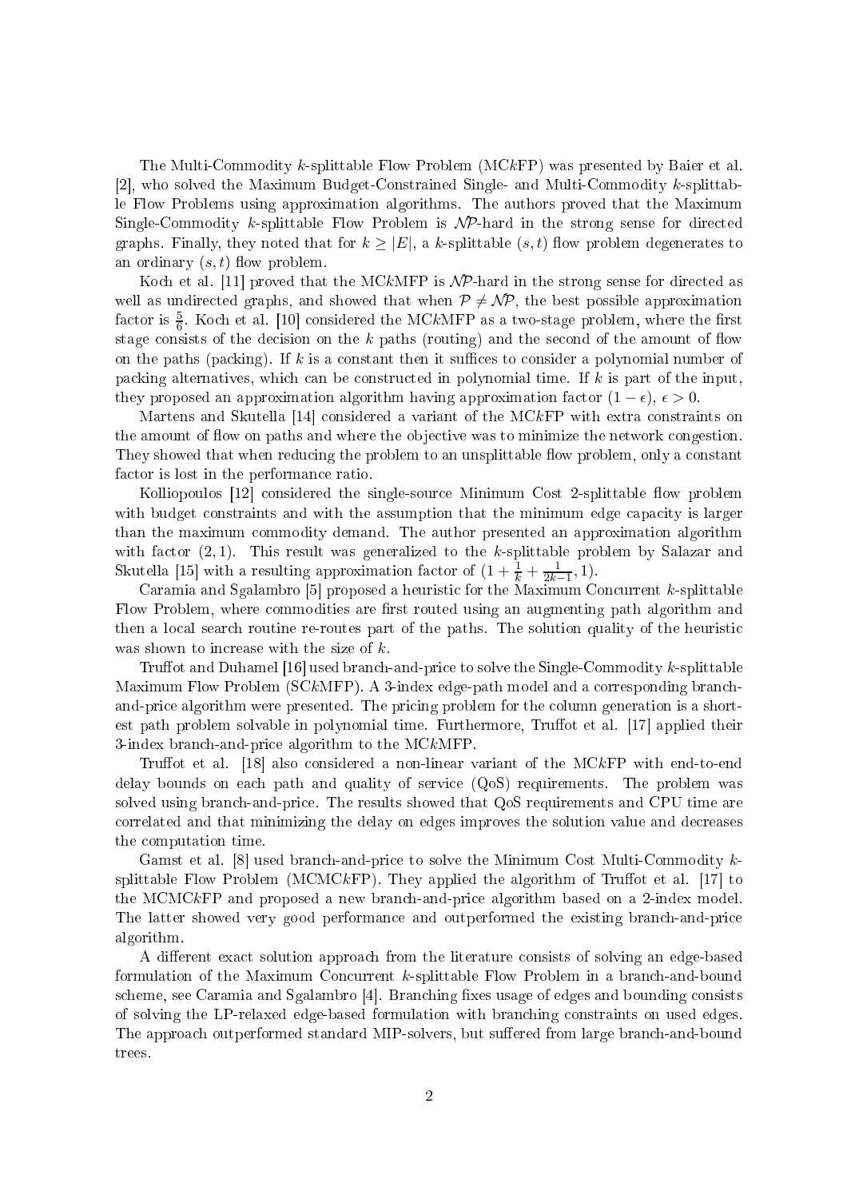The Multi-Commodity $k$-splittable Flow Problem (MC$k$FP) was presented by Baier et al. [2], who solved the Maximum Budget-Constrained Single- and Multi-Commodity $k$-splittable Flow Problems using approximation algorithms. The authors proved that the Maximum Single-Commodity $k$-splittable Flow Problem is $\mathcal{NP}$-hard in the strong sense for directed graphs. Finally, they noted that for $k \geq |E|$, a $k$-splittable $(s,t)$ flow problem degenerates to an ordinary $(s,t)$ flow problem.

Koch et al. [11] proved that the MC$k$MFP is $\mathcal{NP}$-hard in the strong sense for directed as well as undirected graphs, and showed that when $\mathcal{P} \neq \mathcal{NP}$, the best possible approximation factor is $\frac{5}{6}$. Koch et al. [10] considered the MC$k$MFP as a two-stage problem, where the first stage consists of the decision on the $k$ paths (routing) and the second of the amount of flow on the paths (packing). If $k$ is a constant then it suffices to consider a polynomial number of packing alternatives, which can be constructed in polynomial time. If $k$ is part of the input, they proposed an approximation algorithm having approximation factor $(1-\epsilon)$, $\epsilon > 0$.

Martens and Skutella [14] considered a variant of the MC$k$FP with extra constraints on the amount of flow on paths and where the objective was to minimize the network congestion. They showed that when reducing the problem to an unsplittable flow problem, only a constant factor is lost in the performance ratio.

Kolliopoulos [12] considered the single-source Minimum Cost 2-splittable flow problem with budget constraints and with the assumption that the minimum edge capacity is larger than the maximum commodity demand. The author presented an approximation algorithm with factor $(2, 1)$. This result was generalized to the $k$-splittable problem by Salazar and Skutella [15] with a resulting approximation factor of $(1 + \frac{1}{k} + \frac{1}{2k-1}, 1)$.

Caramia and Sgalambro [5] proposed a heuristic for the Maximum Concurrent $k$-splittable Flow Problem, where commodities are first routed using an augmenting path algorithm and then a local search routine re-routes part of the paths. The solution quality of the heuristic was shown to increase with the size of $k$.

Truffot and Duhamel [16] used branch-and-price to solve the Single-Commodity $k$-splittable Maximum Flow Problem (SC$k$MFP). A 3-index edge-path model and a corresponding branch-and-price algorithm were presented. The pricing problem for the column generation is a shortest path problem solvable in polynomial time. Furthermore, Truffot et al. [17] applied their 3-index branch-and-price algorithm to the MC$k$MFP.

Truffot et al. [18] also considered a non-linear variant of the MC$k$FP with end-to-end delay bounds on each path and quality of service (QoS) requirements. The problem was solved using branch-and-price. The results showed that QoS requirements and CPU time are correlated and that minimizing the delay on edges improves the solution value and decreases the computation time.

Gamst et al. [8] used branch-and-price to solve the Minimum Cost Multi-Commodity $k$-splittable Flow Problem (MCMC$k$FP). They applied the algorithm of Truffot et al. [17] to the MCMC$k$FP and proposed a new branch-and-price algorithm based on a 2-index model. The latter showed very good performance and outperformed the existing branch-and-price algorithm.

A different exact solution approach from the literature consists of solving an edge-based formulation of the Maximum Concurrent $k$-splittable Flow Problem in a branch-and-bound scheme, see Caramia and Sgalambro [4]. Branching fixes usage of edges and bounding consists of solving the LP-relaxed edge-based formulation with branching constraints on used edges. The approach outperformed standard MIP-solvers, but suffered from large branch-and-bound trees.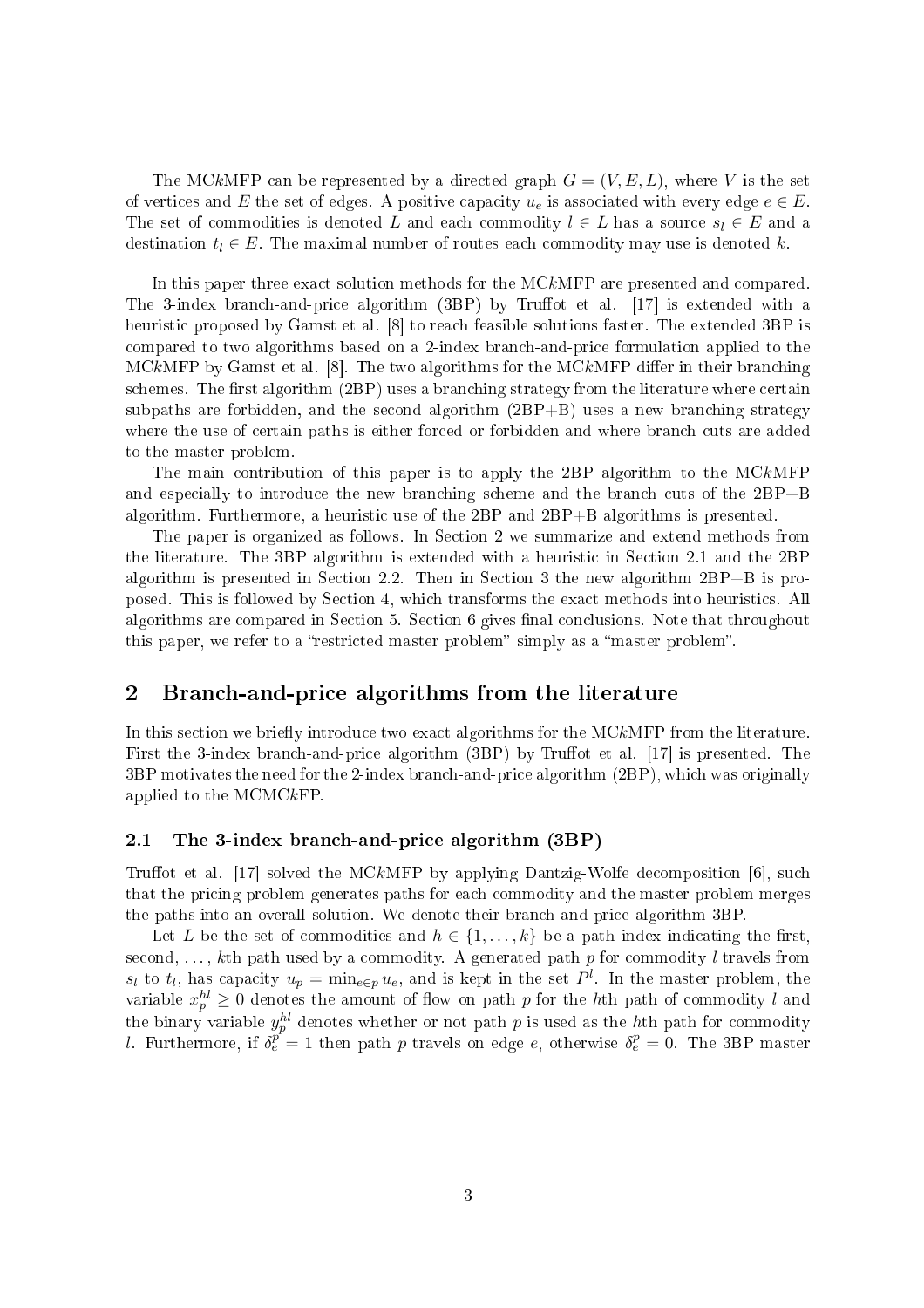The MC$k$MFP can be represented by a directed graph $G = (V, E, L)$, where $V$ is the set of vertices and $E$ the set of edges. A positive capacity $u_e$ is associated with every edge $e \in E$. The set of commodities is denoted $L$ and each commodity $l \in L$ has a source $s_l \in E$ and a destination $t_l \in E$. The maximal number of routes each commodity may use is denoted $k$.

In this paper three exact solution methods for the MC$k$MFP are presented and compared. The 3-index branch-and-price algorithm (3BP) by Truffot et al. [17] is extended with a heuristic proposed by Gamst et al. [8] to reach feasible solutions faster. The extended 3BP is compared to two algorithms based on a 2-index branch-and-price formulation applied to the MC$k$MFP by Gamst et al. [8]. The two algorithms for the MC$k$MFP differ in their branching schemes. The first algorithm (2BP) uses a branching strategy from the literature where certain subpaths are forbidden, and the second algorithm (2BP+B) uses a new branching strategy where the use of certain paths is either forced or forbidden and where branch cuts are added to the master problem.

The main contribution of this paper is to apply the 2BP algorithm to the MC$k$MFP and especially to introduce the new branching scheme and the branch cuts of the 2BP+B algorithm. Furthermore, a heuristic use of the 2BP and 2BP+B algorithms is presented.

The paper is organized as follows. In Section 2 we summarize and extend methods from the literature. The 3BP algorithm is extended with a heuristic in Section 2.1 and the 2BP algorithm is presented in Section 2.2. Then in Section 3 the new algorithm 2BP+B is proposed. This is followed by Section 4, which transforms the exact methods into heuristics. All algorithms are compared in Section 5. Section 6 gives final conclusions. Note that throughout this paper, we refer to a "restricted master problem" simply as a "master problem".

## 2 Branch-and-price algorithms from the literature

In this section we briefly introduce two exact algorithms for the MC$k$MFP from the literature. First the 3-index branch-and-price algorithm (3BP) by Truffot et al. [17] is presented. The 3BP motivates the need for the 2-index branch-and-price algorithm (2BP), which was originally applied to the MCMC$k$FP.

### 2.1 The 3-index branch-and-price algorithm (3BP)

Truffot et al. [17] solved the MC$k$MFP by applying Dantzig-Wolfe decomposition [6], such that the pricing problem generates paths for each commodity and the master problem merges the paths into an overall solution. We denote their branch-and-price algorithm 3BP.

Let $L$ be the set of commodities and $h \in \{1, \ldots, k\}$ be a path index indicating the first, second, …, $k$th path used by a commodity. A generated path $p$ for commodity $l$ travels from $s_l$ to $t_l$, has capacity $u_p = \min_{e \in p} u_e$, and is kept in the set $P^l$. In the master problem, the variable $x_p^{hl} \geq 0$ denotes the amount of flow on path $p$ for the $h$th path of commodity $l$ and the binary variable $y_p^{hl}$ denotes whether or not path $p$ is used as the $h$th path for commodity $l$. Furthermore, if $\delta_e^p = 1$ then path $p$ travels on edge $e$, otherwise $\delta_e^p = 0$. The 3BP master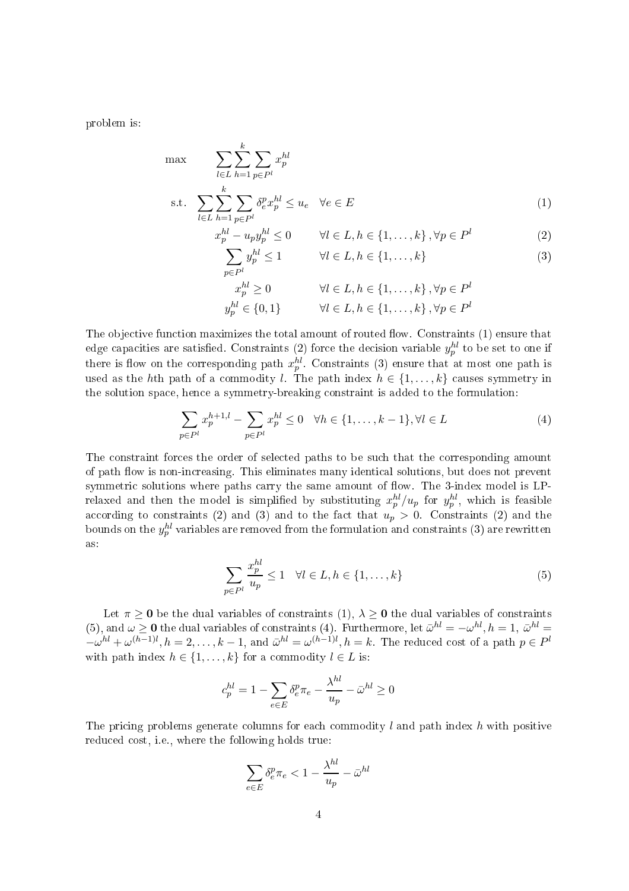problem is:

$$
\begin{aligned}
\max \quad & \sum_{l \in L} \sum_{h=1}^{k} \sum_{p \in P^l} x_p^{hl} & & \\
\text{s.t.} \quad & \sum_{l \in L} \sum_{h=1}^{k} \sum_{p \in P^l} \delta_e^p x_p^{hl} \leq u_e \quad \forall e \in E & & (1) \\
& x_p^{hl} - u_p y_p^{hl} \leq 0 \qquad \forall l \in L, h \in \{1, \ldots, k\}, \forall p \in P^l & & (2) \\
& \sum_{p \in P^l} y_p^{hl} \leq 1 \qquad \forall l \in L, h \in \{1, \ldots, k\} & & (3) \\
& x_p^{hl} \geq 0 \qquad \forall l \in L, h \in \{1, \ldots, k\}, \forall p \in P^l & & \\
& y_p^{hl} \in \{0, 1\} \qquad \forall l \in L, h \in \{1, \ldots, k\}, \forall p \in P^l & &
\end{aligned}
$$

The objective function maximizes the total amount of routed flow. Constraints (1) ensure that edge capacities are satisfied. Constraints (2) force the decision variable $y_p^{hl}$ to be set to one if there is flow on the corresponding path $x_p^{hl}$. Constraints (3) ensure that at most one path is used as the $h$th path of a commodity $l$. The path index $h \in \{1, \ldots, k\}$ causes symmetry in the solution space, hence a symmetry-breaking constraint is added to the formulation:

$$
\sum_{p \in P^l} x_p^{h+1,l} - \sum_{p \in P^l} x_p^{hl} \leq 0 \quad \forall h \in \{1, \ldots, k-1\}, \forall l \in L \tag{4}
$$

The constraint forces the order of selected paths to be such that the corresponding amount of path flow is non-increasing. This eliminates many identical solutions, but does not prevent symmetric solutions where paths carry the same amount of flow. The 3-index model is LP-relaxed and then the model is simplified by substituting $x_p^{hl}/u_p$ for $y_p^{hl}$, which is feasible according to constraints (2) and (3) and to the fact that $u_p > 0$. Constraints (2) and the bounds on the $y_p^{hl}$ variables are removed from the formulation and constraints (3) are rewritten as:

$$
\sum_{p \in P^l} \frac{x_p^{hl}}{u_p} \leq 1 \quad \forall l \in L, h \in \{1, \ldots, k\} \tag{5}
$$

Let $\pi \geq \mathbf{0}$ be the dual variables of constraints (1), $\lambda \geq \mathbf{0}$ the dual variables of constraints (5), and $\omega \geq \mathbf{0}$ the dual variables of constraints (4). Furthermore, let $\bar{\omega}^{hl} = -\omega^{hl}, h = 1$, $\bar{\omega}^{hl} = -\omega^{hl} + \omega^{(h-1)l}, h = 2, \ldots, k-1$, and $\bar{\omega}^{hl} = \omega^{(h-1)l}, h = k$. The reduced cost of a path $p \in P^l$ with path index $h \in \{1, \ldots, k\}$ for a commodity $l \in L$ is:

$$
c_p^{hl} = 1 - \sum_{e \in E} \delta_e^p \pi_e - \frac{\lambda^{hl}}{u_p} - \bar{\omega}^{hl} \geq 0
$$

The pricing problems generate columns for each commodity $l$ and path index $h$ with positive reduced cost, i.e., where the following holds true:

$$
\sum_{e \in E} \delta_e^p \pi_e < 1 - \frac{\lambda^{hl}}{u_p} - \bar{\omega}^{hl}
$$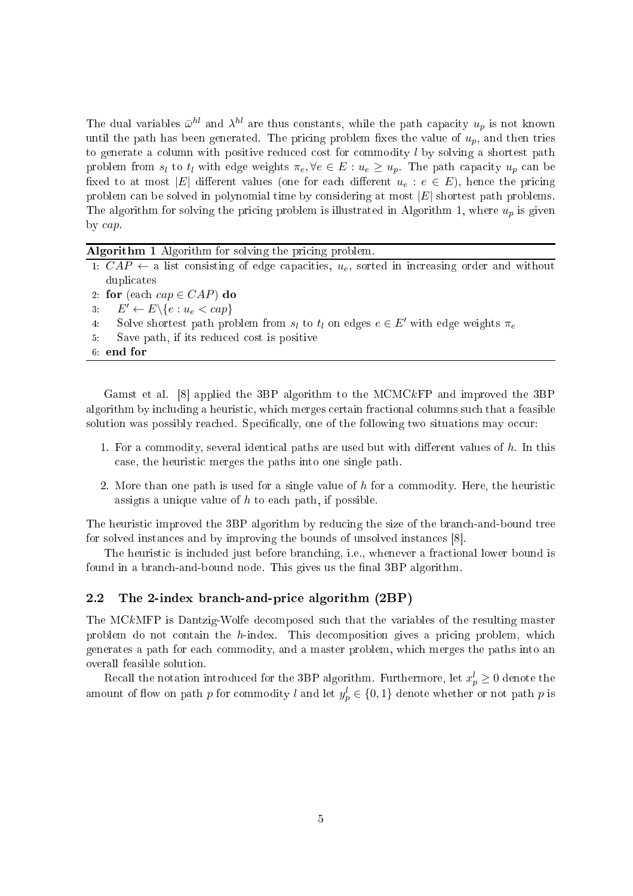The dual variables $\bar{\omega}^{hl}$ and $\lambda^{hl}$ are thus constants, while the path capacity $u_p$ is not known until the path has been generated. The pricing problem fixes the value of $u_p$, and then tries to generate a column with positive reduced cost for commodity $l$ by solving a shortest path problem from $s_l$ to $t_l$ with edge weights $\pi_e, \forall e \in E : u_e \geq u_p$. The path capacity $u_p$ can be fixed to at most $|E|$ different values (one for each different $u_e : e \in E$), hence the pricing problem can be solved in polynomial time by considering at most $|E|$ shortest path problems. The algorithm for solving the pricing problem is illustrated in Algorithm 1, where $u_p$ is given by *cap*.

**Algorithm 1** Algorithm for solving the pricing problem.

```
1: CAP ← a list consisting of edge capacities, u_e, sorted in increasing order and without
   duplicates
2: for (each cap ∈ CAP) do
3:    E' ← E\{e : u_e < cap}
4:    Solve shortest path problem from s_l to t_l on edges e ∈ E' with edge weights π_e
5:    Save path, if its reduced cost is positive
6: end for
```

Gamst et al. [8] applied the 3BP algorithm to the MCMC$k$FP and improved the 3BP algorithm by including a heuristic, which merges certain fractional columns such that a feasible solution was possibly reached. Specifically, one of the following two situations may occur:

1. For a commodity, several identical paths are used but with different values of $h$. In this case, the heuristic merges the paths into one single path.
2. More than one path is used for a single value of $h$ for a commodity. Here, the heuristic assigns a unique value of $h$ to each path, if possible.

The heuristic improved the 3BP algorithm by reducing the size of the branch-and-bound tree for solved instances and by improving the bounds of unsolved instances [8].

The heuristic is included just before branching, i.e., whenever a fractional lower bound is found in a branch-and-bound node. This gives us the final 3BP algorithm.

### 2.2 The 2-index branch-and-price algorithm (2BP)

The MC$k$MFP is Dantzig-Wolfe decomposed such that the variables of the resulting master problem do not contain the $h$-index. This decomposition gives a pricing problem, which generates a path for each commodity, and a master problem, which merges the paths into an overall feasible solution.

Recall the notation introduced for the 3BP algorithm. Furthermore, let $x_p^l \geq 0$ denote the amount of flow on path $p$ for commodity $l$ and let $y_p^l \in \{0, 1\}$ denote whether or not path $p$ is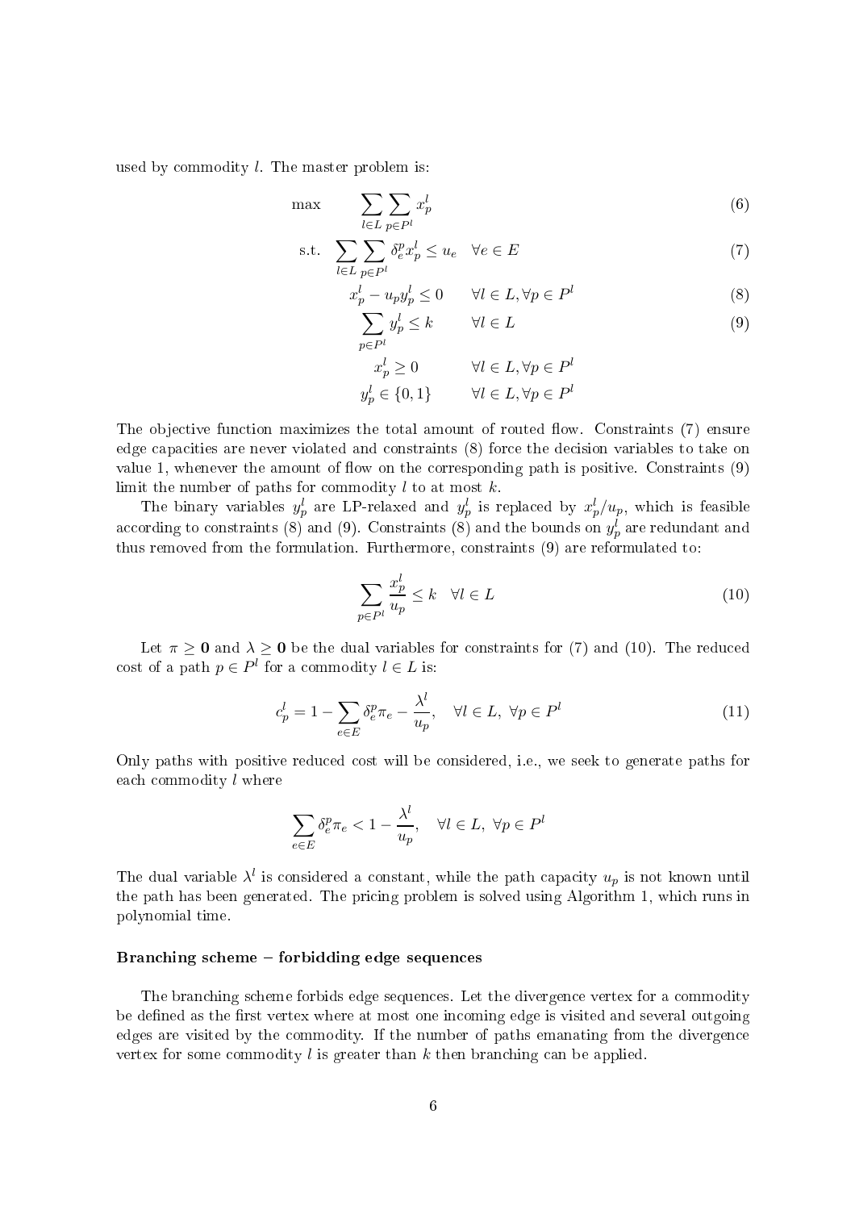used by commodity $l$. The master problem is:

$$\max \quad \sum_{l \in L} \sum_{p \in P^l} x_p^l \tag{6}$$

$$\text{s.t.} \quad \sum_{l \in L} \sum_{p \in P^l} \delta_e^p x_p^l \leq u_e \quad \forall e \in E \tag{7}$$

$$x_p^l - u_p y_p^l \leq 0 \qquad \forall l \in L, \forall p \in P^l \tag{8}$$

$$\sum_{p \in P^l} y_p^l \leq k \qquad \forall l \in L \tag{9}$$

$$x_p^l \geq 0 \qquad \forall l \in L, \forall p \in P^l$$

$$y_p^l \in \{0, 1\} \qquad \forall l \in L, \forall p \in P^l$$

The objective function maximizes the total amount of routed flow. Constraints (7) ensure edge capacities are never violated and constraints (8) force the decision variables to take on value 1, whenever the amount of flow on the corresponding path is positive. Constraints (9) limit the number of paths for commodity $l$ to at most $k$.

The binary variables $y_p^l$ are LP-relaxed and $y_p^l$ is replaced by $x_p^l / u_p$, which is feasible according to constraints (8) and (9). Constraints (8) and the bounds on $y_p^l$ are redundant and thus removed from the formulation. Furthermore, constraints (9) are reformulated to:

$$\sum_{p \in P^l} \frac{x_p^l}{u_p} \leq k \quad \forall l \in L \tag{10}$$

Let $\pi \geq \mathbf{0}$ and $\lambda \geq \mathbf{0}$ be the dual variables for constraints for (7) and (10). The reduced cost of a path $p \in P^l$ for a commodity $l \in L$ is:

$$c_p^l = 1 - \sum_{e \in E} \delta_e^p \pi_e - \frac{\lambda^l}{u_p}, \quad \forall l \in L, \ \forall p \in P^l \tag{11}$$

Only paths with positive reduced cost will be considered, i.e., we seek to generate paths for each commodity $l$ where

$$\sum_{e \in E} \delta_e^p \pi_e < 1 - \frac{\lambda^l}{u_p}, \quad \forall l \in L, \ \forall p \in P^l$$

The dual variable $\lambda^l$ is considered a constant, while the path capacity $u_p$ is not known until the path has been generated. The pricing problem is solved using Algorithm 1, which runs in polynomial time.

### Branching scheme – forbidding edge sequences

The branching scheme forbids edge sequences. Let the divergence vertex for a commodity be defined as the first vertex where at most one incoming edge is visited and several outgoing edges are visited by the commodity. If the number of paths emanating from the divergence vertex for some commodity $l$ is greater than $k$ then branching can be applied.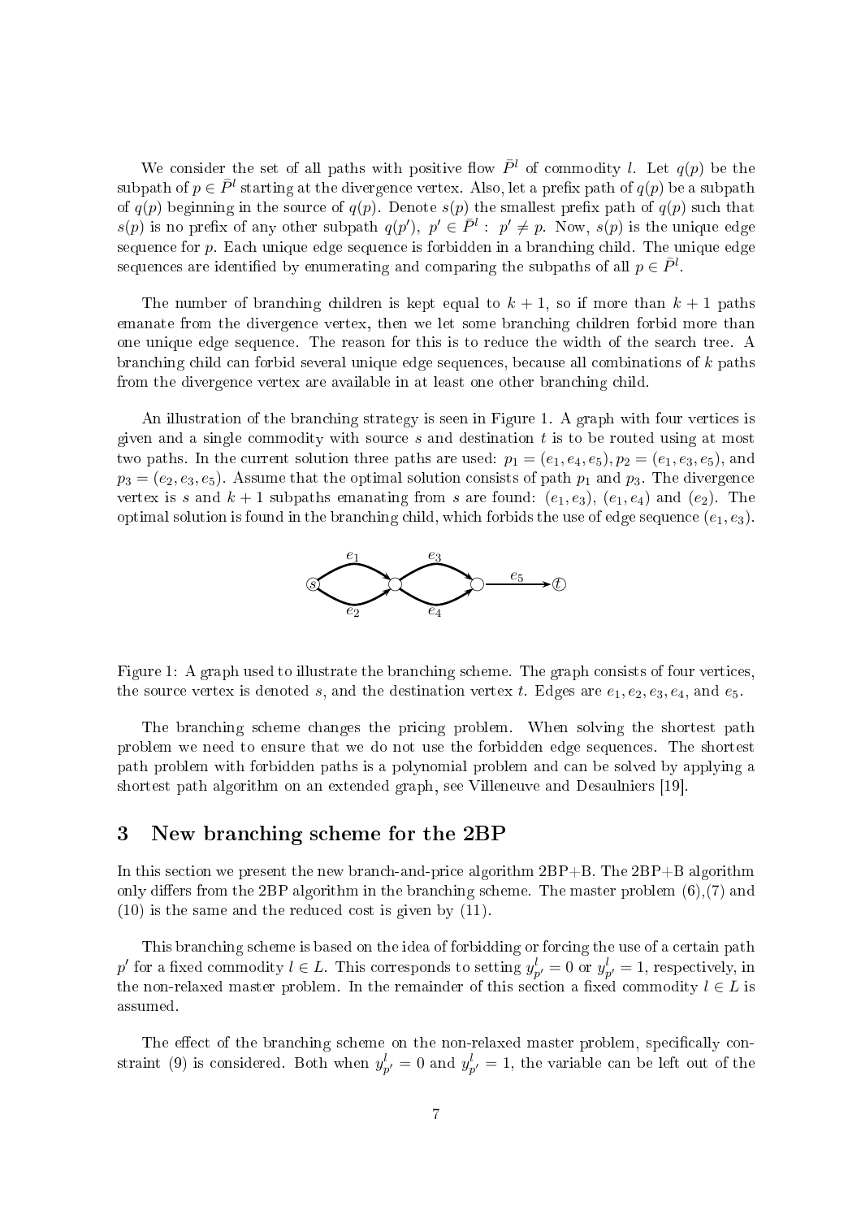We consider the set of all paths with positive flow $\bar{P}^l$ of commodity $l$. Let $q(p)$ be the subpath of $p \in \bar{P}^l$ starting at the divergence vertex. Also, let a prefix path of $q(p)$ be a subpath of $q(p)$ beginning in the source of $q(p)$. Denote $s(p)$ the smallest prefix path of $q(p)$ such that $s(p)$ is no prefix of any other subpath $q(p'),\ p' \in \bar{P}^l :\ p' \neq p$. Now, $s(p)$ is the unique edge sequence for $p$. Each unique edge sequence is forbidden in a branching child. The unique edge sequences are identified by enumerating and comparing the subpaths of all $p \in \bar{P}^l$.

The number of branching children is kept equal to $k+1$, so if more than $k+1$ paths emanate from the divergence vertex, then we let some branching children forbid more than one unique edge sequence. The reason for this is to reduce the width of the search tree. A branching child can forbid several unique edge sequences, because all combinations of $k$ paths from the divergence vertex are available in at least one other branching child.

An illustration of the branching strategy is seen in Figure 1. A graph with four vertices is given and a single commodity with source $s$ and destination $t$ is to be routed using at most two paths. In the current solution three paths are used: $p_1 = (e_1, e_4, e_5), p_2 = (e_1, e_3, e_5)$, and $p_3 = (e_2, e_3, e_5)$. Assume that the optimal solution consists of path $p_1$ and $p_3$. The divergence vertex is $s$ and $k+1$ subpaths emanating from $s$ are found: $(e_1, e_3)$, $(e_1, e_4)$ and $(e_2)$. The optimal solution is found in the branching child, which forbids the use of edge sequence $(e_1, e_3)$.

Figure 1: A graph used to illustrate the branching scheme. The graph consists of four vertices, the source vertex is denoted $s$, and the destination vertex $t$. Edges are $e_1, e_2, e_3, e_4$, and $e_5$.

The branching scheme changes the pricing problem. When solving the shortest path problem we need to ensure that we do not use the forbidden edge sequences. The shortest path problem with forbidden paths is a polynomial problem and can be solved by applying a shortest path algorithm on an extended graph, see Villeneuve and Desaulniers [19].

## 3 New branching scheme for the 2BP

In this section we present the new branch-and-price algorithm 2BP+B. The 2BP+B algorithm only differs from the 2BP algorithm in the branching scheme. The master problem (6),(7) and (10) is the same and the reduced cost is given by (11).

This branching scheme is based on the idea of forbidding or forcing the use of a certain path $p'$ for a fixed commodity $l \in L$. This corresponds to setting $y^l_{p'} = 0$ or $y^l_{p'} = 1$, respectively, in the non-relaxed master problem. In the remainder of this section a fixed commodity $l \in L$ is assumed.

The effect of the branching scheme on the non-relaxed master problem, specifically constraint (9) is considered. Both when $y^l_{p'} = 0$ and $y^l_{p'} = 1$, the variable can be left out of the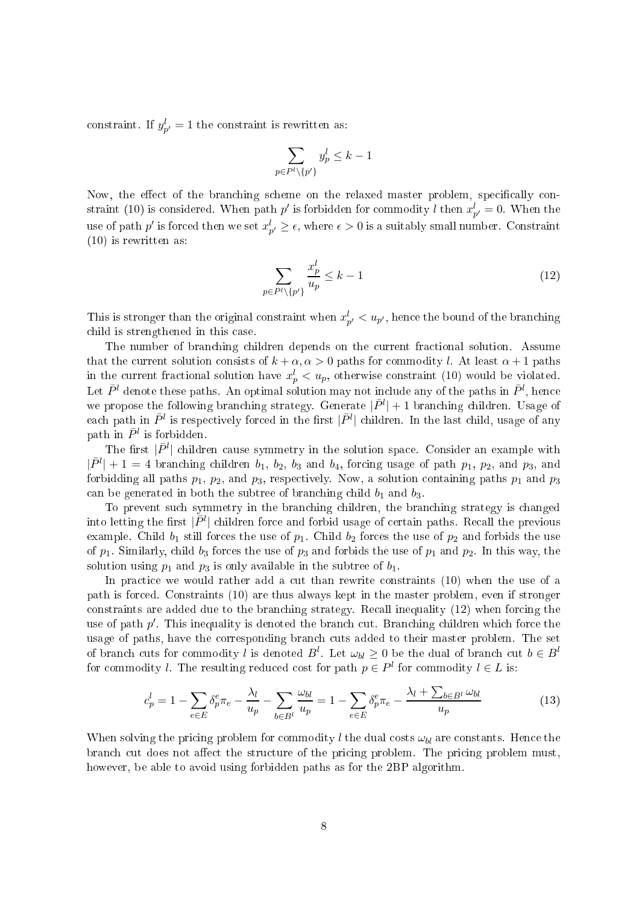constraint. If $y^l_{p'} = 1$ the constraint is rewritten as:

$$\sum_{p \in P^l \setminus \{p'\}} y^l_p \leq k - 1$$

Now, the effect of the branching scheme on the relaxed master problem, specifically constraint (10) is considered. When path $p'$ is forbidden for commodity $l$ then $x^l_{p'} = 0$. When the use of path $p'$ is forced then we set $x^l_{p'} \geq \epsilon$, where $\epsilon > 0$ is a suitably small number. Constraint (10) is rewritten as:

$$\sum_{p \in P^l \setminus \{p'\}} \frac{x^l_p}{u_p} \leq k - 1 \tag{12}$$

This is stronger than the original constraint when $x^l_{p'} < u_{p'}$, hence the bound of the branching child is strengthened in this case.

The number of branching children depends on the current fractional solution. Assume that the current solution consists of $k + \alpha, \alpha > 0$ paths for commodity $l$. At least $\alpha + 1$ paths in the current fractional solution have $x^l_p < u_p$, otherwise constraint (10) would be violated. Let $\bar{P}^l$ denote these paths. An optimal solution may not include any of the paths in $\bar{P}^l$, hence we propose the following branching strategy. Generate $|\bar{P}^l| + 1$ branching children. Usage of each path in $\bar{P}^l$ is respectively forced in the first $|\bar{P}^l|$ children. In the last child, usage of any path in $\bar{P}^l$ is forbidden.

The first $|\bar{P}^l|$ children cause symmetry in the solution space. Consider an example with $|\bar{P}^l| + 1 = 4$ branching children $b_1$, $b_2$, $b_3$ and $b_4$, forcing usage of path $p_1$, $p_2$, and $p_3$, and forbidding all paths $p_1$, $p_2$, and $p_3$, respectively. Now, a solution containing paths $p_1$ and $p_3$ can be generated in both the subtree of branching child $b_1$ and $b_3$.

To prevent such symmetry in the branching children, the branching strategy is changed into letting the first $|\bar{P}^l|$ children force and forbid usage of certain paths. Recall the previous example. Child $b_1$ still forces the use of $p_1$. Child $b_2$ forces the use of $p_2$ and forbids the use of $p_1$. Similarly, child $b_3$ forces the use of $p_3$ and forbids the use of $p_1$ and $p_2$. In this way, the solution using $p_1$ and $p_3$ is only available in the subtree of $b_1$.

In practice we would rather add a cut than rewrite constraints (10) when the use of a path is forced. Constraints (10) are thus always kept in the master problem, even if stronger constraints are added due to the branching strategy. Recall inequality (12) when forcing the use of path $p'$. This inequality is denoted the branch cut. Branching children which force the usage of paths, have the corresponding branch cuts added to their master problem. The set of branch cuts for commodity $l$ is denoted $B^l$. Let $\omega_{bl} \geq 0$ be the dual of branch cut $b \in B^l$ for commodity $l$. The resulting reduced cost for path $p \in P^l$ for commodity $l \in L$ is:

$$c^l_p = 1 - \sum_{e \in E} \delta^e_p \pi_e - \frac{\lambda_l}{u_p} - \sum_{b \in B^l} \frac{\omega_{bl}}{u_p} = 1 - \sum_{e \in E} \delta^e_p \pi_e - \frac{\lambda_l + \sum_{b \in B^l} \omega_{bl}}{u_p} \tag{13}$$

When solving the pricing problem for commodity $l$ the dual costs $\omega_{bl}$ are constants. Hence the branch cut does not affect the structure of the pricing problem. The pricing problem must, however, be able to avoid using forbidden paths as for the 2BP algorithm.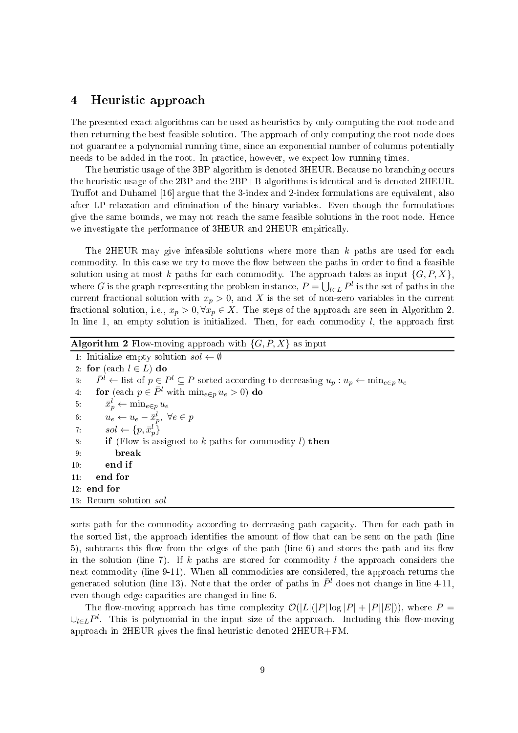## 4 Heuristic approach

The presented exact algorithms can be used as heuristics by only computing the root node and then returning the best feasible solution. The approach of only computing the root node does not guarantee a polynomial running time, since an exponential number of columns potentially needs to be added in the root. In practice, however, we expect low running times.

The heuristic usage of the 3BP algorithm is denoted 3HEUR. Because no branching occurs the heuristic usage of the 2BP and the 2BP+B algorithms is identical and is denoted 2HEUR. Truffot and Duhamel [16] argue that the 3-index and 2-index formulations are equivalent, also after LP-relaxation and elimination of the binary variables. Even though the formulations give the same bounds, we may not reach the same feasible solutions in the root node. Hence we investigate the performance of 3HEUR and 2HEUR empirically.

The 2HEUR may give infeasible solutions where more than $k$ paths are used for each commodity. In this case we try to move the flow between the paths in order to find a feasible solution using at most $k$ paths for each commodity. The approach takes as input $\{G, P, X\}$, where $G$ is the graph representing the problem instance, $P = \bigcup_{l \in L} P^l$ is the set of paths in the current fractional solution with $x_p > 0$, and $X$ is the set of non-zero variables in the current fractional solution, i.e., $x_p > 0, \forall x_p \in X$. The steps of the approach are seen in Algorithm 2. In line 1, an empty solution is initialized. Then, for each commodity $l$, the approach first

**Algorithm 2** Flow-moving approach with $\{G, P, X\}$ as input

```
1: Initialize empty solution sol ← ∅
2: for (each l ∈ L) do
3:    P̄^l ← list of p ∈ P^l ⊆ P sorted according to decreasing u_p : u_p ← min_{e∈p} u_e
4:    for (each p ∈ P̄^l with min_{e∈p} u_e > 0) do
5:       x̄^l_p ← min_{e∈p} u_e
6:       u_e ← u_e − x̄^l_p, ∀e ∈ p
7:       sol ← {p, x̄^l_p}
8:       if (Flow is assigned to k paths for commodity l) then
9:          break
10:      end if
11:   end for
12: end for
13: Return solution sol
```

sorts path for the commodity according to decreasing path capacity. Then for each path in the sorted list, the approach identifies the amount of flow that can be sent on the path (line 5), subtracts this flow from the edges of the path (line 6) and stores the path and its flow in the solution (line 7). If $k$ paths are stored for commodity $l$ the approach considers the next commodity (line 9-11). When all commodities are considered, the approach returns the generated solution (line 13). Note that the order of paths in $\bar{P}^l$ does not change in line 4-11, even though edge capacities are changed in line 6.

The flow-moving approach has time complexity $\mathcal{O}(|L|(|P|\log|P| + |P||E|))$, where $P = \cup_{l \in L} P^l$. This is polynomial in the input size of the approach. Including this flow-moving approach in 2HEUR gives the final heuristic denoted 2HEUR+FM.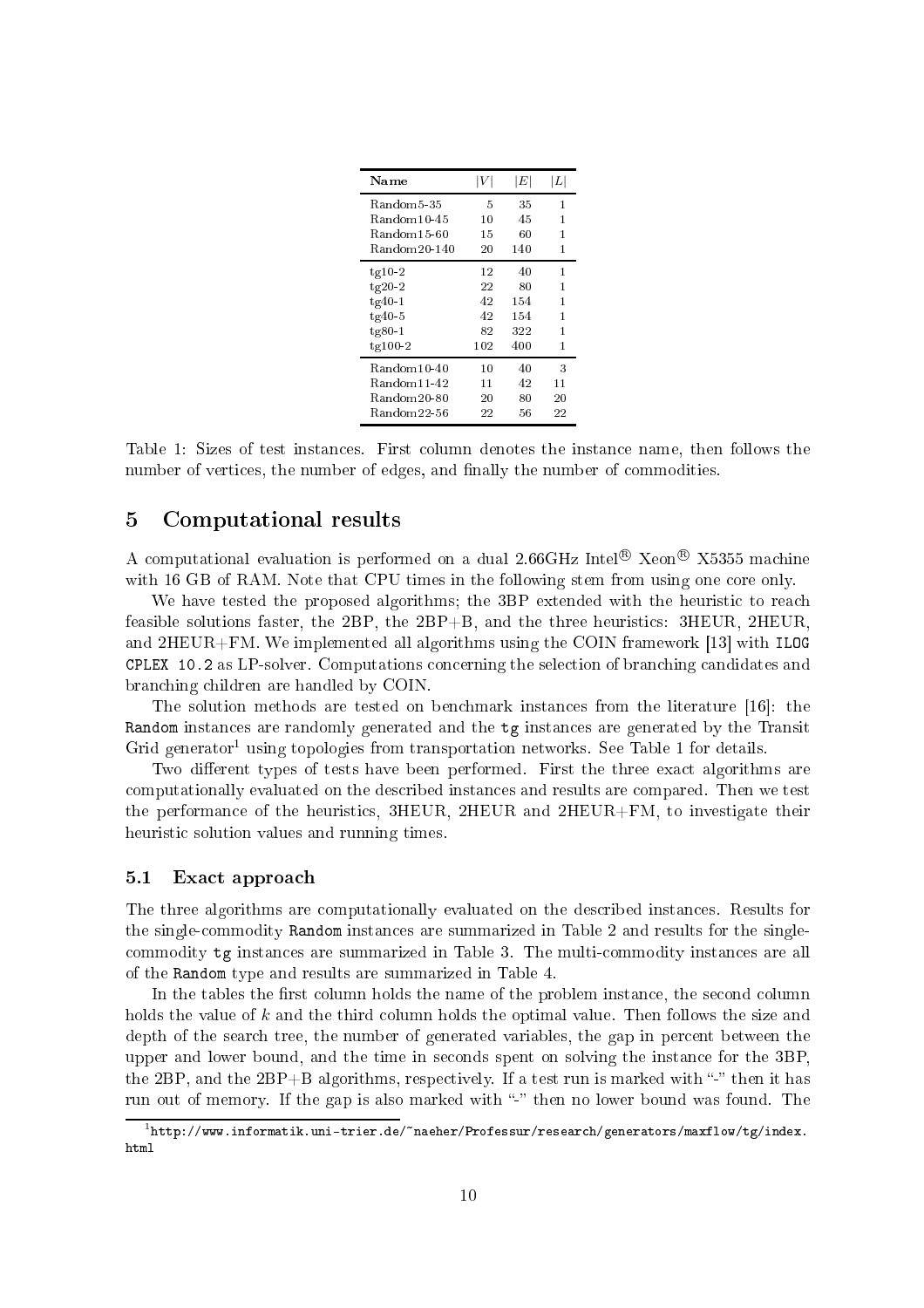| Name | $\vert V\vert$ | $\vert E\vert$ | $\vert L\vert$ |
|---|---|---|---|
| Random5-35 | 5 | 35 | 1 |
| Random10-45 | 10 | 45 | 1 |
| Random15-60 | 15 | 60 | 1 |
| Random20-140 | 20 | 140 | 1 |
| tg10-2 | 12 | 40 | 1 |
| tg20-2 | 22 | 80 | 1 |
| tg40-1 | 42 | 154 | 1 |
| tg40-5 | 42 | 154 | 1 |
| tg80-1 | 82 | 322 | 1 |
| tg100-2 | 102 | 400 | 1 |
| Random10-40 | 10 | 40 | 3 |
| Random11-42 | 11 | 42 | 11 |
| Random20-80 | 20 | 80 | 20 |
| Random22-56 | 22 | 56 | 22 |

Table 1: Sizes of test instances. First column denotes the instance name, then follows the number of vertices, the number of edges, and finally the number of commodities.

## 5 Computational results

A computational evaluation is performed on a dual 2.66GHz Intel® Xeon® X5355 machine with 16 GB of RAM. Note that CPU times in the following stem from using one core only.

We have tested the proposed algorithms; the 3BP extended with the heuristic to reach feasible solutions faster, the 2BP, the 2BP+B, and the three heuristics: 3HEUR, 2HEUR, and 2HEUR+FM. We implemented all algorithms using the COIN framework [13] with `ILOG CPLEX 10.2` as LP-solver. Computations concerning the selection of branching candidates and branching children are handled by COIN.

The solution methods are tested on benchmark instances from the literature [16]: the `Random` instances are randomly generated and the `tg` instances are generated by the Transit Grid generator[1] using topologies from transportation networks. See Table 1 for details.

Two different types of tests have been performed. First the three exact algorithms are computationally evaluated on the described instances and results are compared. Then we test the performance of the heuristics, 3HEUR, 2HEUR and 2HEUR+FM, to investigate their heuristic solution values and running times.

### 5.1 Exact approach

The three algorithms are computationally evaluated on the described instances. Results for the single-commodity `Random` instances are summarized in Table 2 and results for the single-commodity `tg` instances are summarized in Table 3. The multi-commodity instances are all of the `Random` type and results are summarized in Table 4.

In the tables the first column holds the name of the problem instance, the second column holds the value of $k$ and the third column holds the optimal value. Then follows the size and depth of the search tree, the number of generated variables, the gap in percent between the upper and lower bound, and the time in seconds spent on solving the instance for the 3BP, the 2BP, and the 2BP+B algorithms, respectively. If a test run is marked with "-" then it has run out of memory. If the gap is also marked with "-" then no lower bound was found. The

[1] `http://www.informatik.uni-trier.de/~naeher/Professur/research/generators/maxflow/tg/index.html`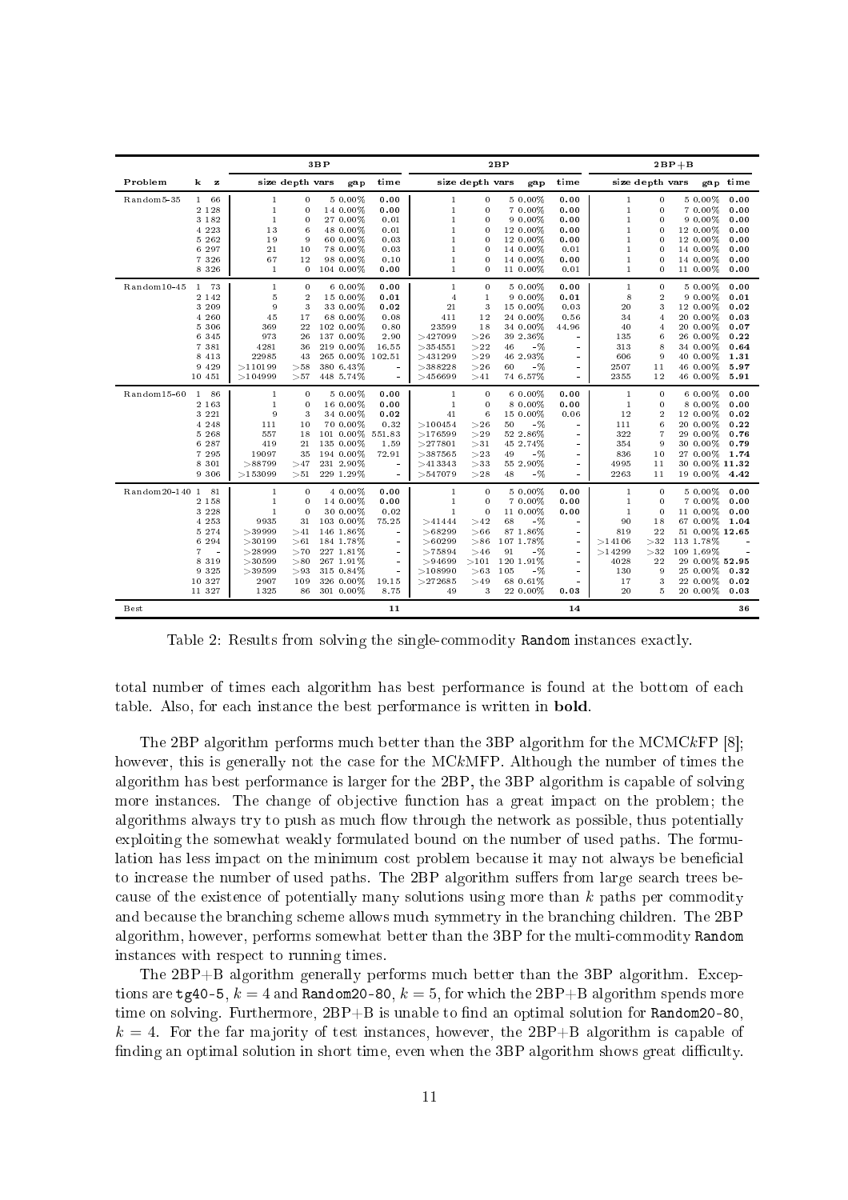| Problem | k | z | 3BP size | 3BP depth | 3BP vars | 3BP gap | 3BP time | 2BP size | 2BP depth | 2BP vars | 2BP gap | 2BP time | 2BP+B size | 2BP+B depth | 2BP+B vars | 2BP+B gap | 2BP+B time |
|---|---|---|---|---|---|---|---|---|---|---|---|---|---|---|---|---|---|
| Random5-35 | 1 | 66 | 1 | 0 | 5 | 0.00% | **0.00** | 1 | 0 | 5 | 0.00% | **0.00** | 1 | 0 | 5 | 0.00% | **0.00** |
| | 2 | 128 | 1 | 0 | 14 | 0.00% | **0.00** | 1 | 0 | 7 | 0.00% | **0.00** | 1 | 0 | 7 | 0.00% | **0.00** |
| | 3 | 182 | 1 | 0 | 27 | 0.00% | 0.01 | 1 | 0 | 9 | 0.00% | **0.00** | 1 | 0 | 9 | 0.00% | **0.00** |
| | 4 | 223 | 13 | 6 | 48 | 0.00% | 0.01 | 1 | 0 | 12 | 0.00% | **0.00** | 1 | 0 | 12 | 0.00% | **0.00** |
| | 5 | 262 | 19 | 9 | 60 | 0.00% | 0.03 | 1 | 0 | 12 | 0.00% | **0.00** | 1 | 0 | 12 | 0.00% | **0.00** |
| | 6 | 297 | 21 | 10 | 78 | 0.00% | 0.03 | 1 | 0 | 14 | 0.00% | 0.01 | 1 | 0 | 14 | 0.00% | **0.00** |
| | 7 | 326 | 67 | 12 | 98 | 0.00% | 0.10 | 1 | 0 | 14 | 0.00% | **0.00** | 1 | 0 | 14 | 0.00% | **0.00** |
| | 8 | 326 | 1 | 0 | 104 | 0.00% | **0.00** | 1 | 0 | 11 | 0.00% | 0.01 | 1 | 0 | 11 | 0.00% | **0.00** |
| Random10-45 | 1 | 73 | 1 | 0 | 6 | 0.00% | **0.00** | 1 | 0 | 5 | 0.00% | **0.00** | 1 | 0 | 5 | 0.00% | **0.00** |
| | 2 | 142 | 5 | 2 | 15 | 0.00% | **0.01** | 4 | 1 | 9 | 0.00% | **0.01** | 8 | 2 | 9 | 0.00% | **0.01** |
| | 3 | 209 | 9 | 3 | 33 | 0.00% | **0.02** | 21 | 3 | 15 | 0.00% | 0.03 | 20 | 3 | 12 | 0.00% | **0.02** |
| | 4 | 260 | 45 | 17 | 68 | 0.00% | 0.08 | 411 | 12 | 24 | 0.00% | 0.56 | 34 | 4 | 20 | 0.00% | **0.03** |
| | 5 | 306 | 369 | 22 | 102 | 0.00% | 0.80 | 23599 | 18 | 34 | 0.00% | 44.96 | 40 | 4 | 20 | 0.00% | **0.07** |
| | 6 | 345 | 973 | 26 | 137 | 0.00% | 2.90 | >427099 | >26 | 39 | 2.36% | - | 135 | 6 | 26 | 0.00% | **0.22** |
| | 7 | 381 | 4281 | 36 | 219 | 0.00% | 16.55 | >354551 | >22 | 46 | -% | - | 313 | 8 | 34 | 0.00% | **0.64** |
| | 8 | 413 | 22985 | 43 | 265 | 0.00% | 102.51 | >431299 | >29 | 46 | 2.93% | - | 606 | 9 | 40 | 0.00% | **1.31** |
| | 9 | 429 | >110199 | >58 | 380 | 6.43% | - | >388228 | >26 | 60 | -% | - | 2507 | 11 | 46 | 0.00% | **5.97** |
| | 10 | 451 | >104999 | >57 | 448 | 5.74% | - | >456699 | >41 | 74 | 6.57% | - | 2355 | 12 | 46 | 0.00% | **5.91** |
| Random15-60 | 1 | 86 | 1 | 0 | 5 | 0.00% | **0.00** | 1 | 0 | 6 | 0.00% | **0.00** | 1 | 0 | 6 | 0.00% | **0.00** |
| | 2 | 163 | 1 | 0 | 16 | 0.00% | **0.00** | 1 | 0 | 8 | 0.00% | **0.00** | 1 | 0 | 8 | 0.00% | **0.00** |
| | 3 | 221 | 9 | 3 | 34 | 0.00% | **0.02** | 41 | 6 | 15 | 0.00% | 0.06 | 12 | 2 | 12 | 0.00% | **0.02** |
| | 4 | 248 | 111 | 10 | 70 | 0.00% | 0.32 | >100454 | >26 | 50 | -% | - | 111 | 6 | 20 | 0.00% | **0.22** |
| | 5 | 268 | 557 | 18 | 101 | 0.00% | 551.83 | >176599 | >29 | 52 | 2.86% | - | 322 | 7 | 29 | 0.00% | **0.76** |
| | 6 | 287 | 419 | 21 | 135 | 0.00% | 1.59 | >277801 | >31 | 45 | 2.74% | - | 354 | 9 | 30 | 0.00% | **0.79** |
| | 7 | 295 | 19097 | 35 | 194 | 0.00% | 72.91 | >387565 | >23 | 49 | -% | - | 836 | 10 | 27 | 0.00% | **1.74** |
| | 8 | 301 | >88799 | >47 | 231 | 2.90% | - | >413343 | >33 | 55 | 2.90% | - | 4995 | 11 | 30 | 0.00% | **11.32** |
| | 9 | 306 | >153099 | >51 | 229 | 1.29% | - | >547079 | >28 | 48 | -% | - | 2263 | 11 | 19 | 0.00% | **4.42** |
| Random20-140 | 1 | 81 | 1 | 0 | 4 | 0.00% | **0.00** | 1 | 0 | 5 | 0.00% | **0.00** | 1 | 0 | 5 | 0.00% | **0.00** |
| | 2 | 158 | 1 | 0 | 14 | 0.00% | **0.00** | 1 | 0 | 7 | 0.00% | **0.00** | 1 | 0 | 7 | 0.00% | **0.00** |
| | 3 | 228 | 1 | 0 | 30 | 0.00% | 0.02 | 1 | 0 | 11 | 0.00% | **0.00** | 1 | 0 | 11 | 0.00% | **0.00** |
| | 4 | 253 | 9935 | 31 | 103 | 0.00% | 75.25 | >41444 | >42 | 68 | -% | - | 90 | 18 | 67 | 0.00% | **1.04** |
| | 5 | 274 | >39999 | >41 | 146 | 1.86% | - | >68299 | >66 | 87 | 1.86% | - | 819 | 22 | 51 | 0.00% | **12.65** |
| | 6 | 294 | >30199 | >61 | 184 | 1.78% | - | >60299 | >86 | 107 | 1.78% | - | >14106 | >32 | 113 | 1.78% | - |
| | 7 | - | >28999 | >70 | 227 | 1.81% | - | >75894 | >46 | 91 | -% | - | >14299 | >32 | 109 | 1.69% | - |
| | 8 | 319 | >30599 | >80 | 267 | 1.91% | - | >94699 | >101 | 120 | 1.91% | - | 4028 | 22 | 29 | 0.00% | **52.95** |
| | 9 | 325 | >39599 | >93 | 315 | 0.84% | - | >108990 | >63 | 105 | -% | - | 136 | 9 | 25 | 0.00% | **0.32** |
| | 10 | 327 | 2907 | 109 | 326 | 0.00% | 19.15 | >272685 | >49 | 68 | 0.61% | - | 17 | 3 | 22 | 0.00% | **0.02** |
| | 11 | 327 | 1325 | 86 | 301 | 0.00% | 8.75 | 49 | 3 | 22 | 0.00% | **0.03** | 20 | 5 | 20 | 0.00% | **0.03** |
| Best | | | | | | | 11 | | | | | 14 | | | | | 36 |

Table 2: Results from solving the single-commodity Random instances exactly.

total number of times each algorithm has best performance is found at the bottom of each table. Also, for each instance the best performance is written in **bold**.

The 2BP algorithm performs much better than the 3BP algorithm for the MCMC$k$FP [8]; however, this is generally not the case for the MC$k$MFP. Although the number of times the algorithm has best performance is larger for the 2BP, the 3BP algorithm is capable of solving more instances. The change of objective function has a great impact on the problem; the algorithms always try to push as much flow through the network as possible, thus potentially exploiting the somewhat weakly formulated bound on the number of used paths. The formulation has less impact on the minimum cost problem because it may not always be beneficial to increase the number of used paths. The 2BP algorithm suffers from large search trees because of the existence of potentially many solutions using more than $k$ paths per commodity and because the branching scheme allows much symmetry in the branching children. The 2BP algorithm, however, performs somewhat better than the 3BP for the multi-commodity Random instances with respect to running times.

The 2BP+B algorithm generally performs much better than the 3BP algorithm. Exceptions are tg40-5, $k = 4$ and Random20-80, $k = 5$, for which the 2BP+B algorithm spends more time on solving. Furthermore, 2BP+B is unable to find an optimal solution for Random20-80, $k = 4$. For the far majority of test instances, however, the 2BP+B algorithm is capable of finding an optimal solution in short time, even when the 3BP algorithm shows great difficulty.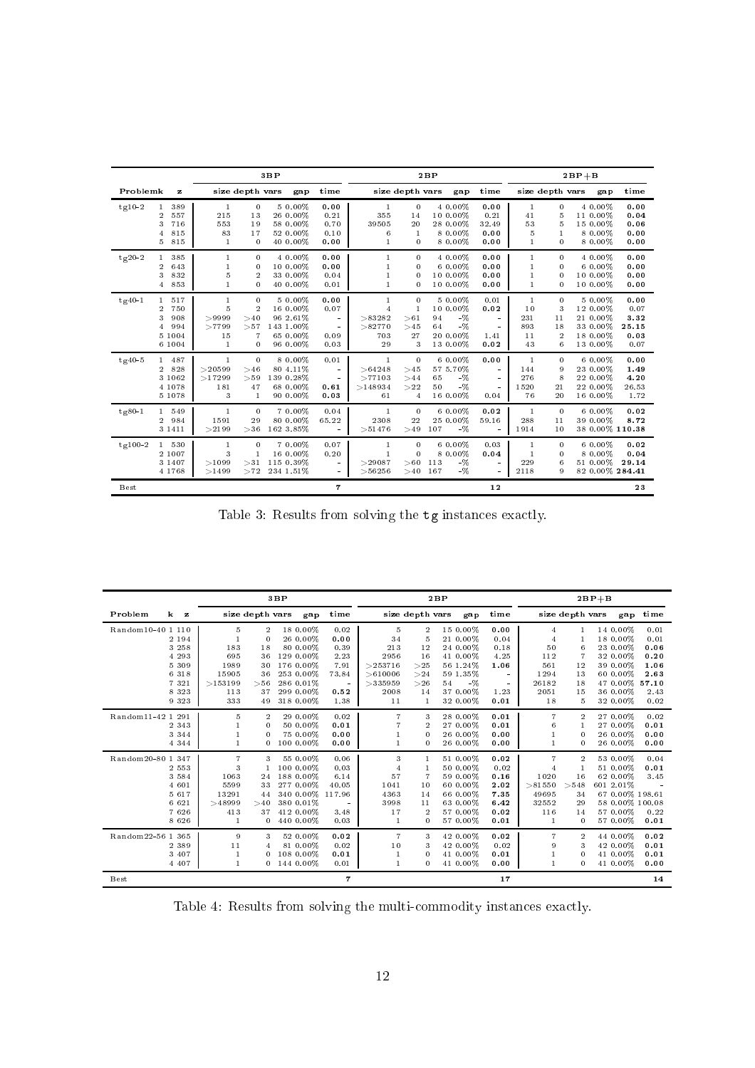| Problem | k | z | 3BP size | 3BP depth | 3BP vars | 3BP gap | 3BP time | 2BP size | 2BP depth | 2BP vars | 2BP gap | 2BP time | 2BP+B size | 2BP+B depth | 2BP+B vars | 2BP+B gap | 2BP+B time |
|---|---|---|---|---|---|---|---|---|---|---|---|---|---|---|---|---|---|
| tg10-2 | 1 | 389 | 1 | 0 | 5 | 0.00% | **0.00** | 1 | 0 | 4 | 0.00% | **0.00** | 1 | 0 | 4 | 0.00% | **0.00** |
| | 2 | 557 | 215 | 13 | 26 | 0.00% | 0.21 | 355 | 14 | 10 | 0.00% | 0.21 | 41 | 5 | 11 | 0.00% | **0.04** |
| | 3 | 716 | 553 | 19 | 58 | 0.00% | 0.70 | 39505 | 20 | 28 | 0.00% | 32.49 | 53 | 5 | 15 | 0.00% | **0.06** |
| | 4 | 815 | 83 | 17 | 52 | 0.00% | 0.10 | 6 | 1 | 8 | 0.00% | **0.00** | 5 | 1 | 8 | 0.00% | **0.00** |
| | 5 | 815 | 1 | 0 | 40 | 0.00% | **0.00** | 1 | 0 | 8 | 0.00% | **0.00** | 1 | 0 | 8 | 0.00% | **0.00** |
| tg20-2 | 1 | 385 | 1 | 0 | 4 | 0.00% | **0.00** | 1 | 0 | 4 | 0.00% | **0.00** | 1 | 0 | 4 | 0.00% | **0.00** |
| | 2 | 643 | 1 | 0 | 10 | 0.00% | **0.00** | 1 | 0 | 6 | 0.00% | **0.00** | 1 | 0 | 6 | 0.00% | **0.00** |
| | 3 | 832 | 5 | 2 | 33 | 0.00% | 0.04 | 1 | 0 | 10 | 0.00% | **0.00** | 1 | 0 | 10 | 0.00% | **0.00** |
| | 4 | 853 | 1 | 0 | 40 | 0.00% | 0.01 | 1 | 0 | 10 | 0.00% | **0.00** | 1 | 0 | 10 | 0.00% | **0.00** |
| tg40-1 | 1 | 517 | 1 | 0 | 5 | 0.00% | **0.00** | 1 | 0 | 5 | 0.00% | 0.01 | 1 | 0 | 5 | 0.00% | **0.00** |
| | 2 | 750 | 5 | 2 | 16 | 0.00% | 0.07 | 4 | 1 | 10 | 0.00% | **0.02** | 10 | 3 | 12 | 0.00% | 0.07 |
| | 3 | 908 | >9999 | >40 | 96 | 2.61% | - | >83282 | >61 | 94 | -% | - | 231 | 11 | 21 | 0.00% | **3.32** |
| | 4 | 994 | >7799 | >57 | 143 | 1.00% | - | >82770 | >45 | 64 | -% | - | 893 | 18 | 33 | 0.00% | **25.15** |
| | 5 | 1004 | 15 | 7 | 65 | 0.00% | 0.09 | 703 | 27 | 20 | 0.00% | 1.41 | 11 | 2 | 18 | 0.00% | **0.03** |
| | 6 | 1004 | 1 | 0 | 96 | 0.00% | 0.03 | 29 | 3 | 13 | 0.00% | **0.02** | 43 | 6 | 13 | 0.00% | 0.07 |
| tg40-5 | 1 | 487 | 1 | 0 | 8 | 0.00% | 0.01 | 1 | 0 | 6 | 0.00% | **0.00** | 1 | 0 | 6 | 0.00% | **0.00** |
| | 2 | 828 | >20599 | >46 | 80 | 4.11% | - | >64248 | >45 | 57 | 5.70% | - | 144 | 9 | 23 | 0.00% | **1.49** |
| | 3 | 1062 | >17299 | >59 | 139 | 0.28% | - | >77103 | >44 | 65 | -% | - | 276 | 8 | 22 | 0.00% | **4.20** |
| | 4 | 1078 | 181 | 47 | 68 | 0.00% | **0.61** | >148934 | >22 | 50 | -% | - | 1520 | 21 | 22 | 0.00% | 26.53 |
| | 5 | 1078 | 3 | 1 | 90 | 0.00% | **0.03** | 61 | 4 | 16 | 0.00% | 0.04 | 76 | 20 | 16 | 0.00% | 1.72 |
| tg80-1 | 1 | 549 | 1 | 0 | 7 | 0.00% | 0.04 | 1 | 0 | 6 | 0.00% | **0.02** | 1 | 0 | 6 | 0.00% | **0.02** |
| | 2 | 984 | 1591 | 29 | 80 | 0.00% | 65.22 | 2308 | 22 | 25 | 0.00% | 59.16 | 288 | 11 | 39 | 0.00% | **8.72** |
| | 3 | 1411 | >2199 | >36 | 162 | 3.85% | - | >51476 | >49 | 107 | -% | - | 1914 | 10 | 38 | 0.00% | **110.38** |
| tg100-2 | 1 | 530 | 1 | 0 | 7 | 0.00% | 0.07 | 1 | 0 | 6 | 0.00% | 0.03 | 1 | 0 | 6 | 0.00% | **0.02** |
| | 2 | 1007 | 3 | 1 | 16 | 0.00% | 0.20 | 1 | 0 | 8 | 0.00% | **0.04** | 1 | 0 | 8 | 0.00% | **0.04** |
| | 3 | 1407 | >1099 | >31 | 115 | 0.39% | - | >29087 | >60 | 113 | -% | - | 229 | 6 | 51 | 0.00% | **29.14** |
| | 4 | 1768 | >1499 | >72 | 234 | 1.51% | - | >56256 | >40 | 167 | -% | - | 2118 | 9 | 82 | 0.00% | **284.41** |
| Best | | | | | | | **7** | | | | | **12** | | | | | **23** |

Table 3: Results from solving the **tg** instances exactly.

| Problem | k | z | 3BP size | 3BP depth | 3BP vars | 3BP gap | 3BP time | 2BP size | 2BP depth | 2BP vars | 2BP gap | 2BP time | 2BP+B size | 2BP+B depth | 2BP+B vars | 2BP+B gap | 2BP+B time |
|---|---|---|---|---|---|---|---|---|---|---|---|---|---|---|---|---|---|
| Random10-40 | 1 | 110 | 5 | 2 | 18 | 0.00% | 0.02 | 5 | 2 | 15 | 0.00% | **0.00** | 4 | 1 | 14 | 0.00% | 0.01 |
| | 2 | 194 | 1 | 0 | 26 | 0.00% | **0.00** | 34 | 5 | 21 | 0.00% | 0.04 | 4 | 1 | 18 | 0.00% | 0.01 |
| | 3 | 258 | 183 | 18 | 80 | 0.00% | 0.39 | 213 | 12 | 24 | 0.00% | 0.18 | 50 | 6 | 23 | 0.00% | **0.06** |
| | 4 | 293 | 695 | 36 | 129 | 0.00% | 2.23 | 2956 | 16 | 41 | 0.00% | 4.25 | 112 | 7 | 32 | 0.00% | **0.20** |
| | 5 | 309 | 1989 | 30 | 176 | 0.00% | 7.91 | >253716 | >25 | 56 | 1.24% | **1.06** | 561 | 12 | 39 | 0.00% | **1.06** |
| | 6 | 318 | 15905 | 36 | 253 | 0.00% | 73.84 | >610006 | >24 | 59 | 1.35% | - | 1294 | 13 | 60 | 0.00% | **2.63** |
| | 7 | 321 | >153199 | >56 | 286 | 0.01% | - | >335959 | >26 | 54 | -% | - | 26182 | 18 | 47 | 0.00% | **57.10** |
| | 8 | 323 | 113 | 37 | 299 | 0.00% | **0.52** | 2008 | 14 | 37 | 0.00% | 1.23 | 2051 | 15 | 36 | 0.00% | 2.43 |
| | 9 | 323 | 333 | 49 | 318 | 0.00% | 1.38 | 11 | 1 | 32 | 0.00% | **0.01** | 18 | 5 | 32 | 0.00% | 0.02 |
| Random11-42 | 1 | 291 | 5 | 2 | 29 | 0.00% | 0.02 | 7 | 3 | 28 | 0.00% | **0.01** | 7 | 2 | 27 | 0.00% | 0.02 |
| | 2 | 343 | 1 | 0 | 50 | 0.00% | **0.01** | 7 | 2 | 27 | 0.00% | **0.01** | 6 | 1 | 27 | 0.00% | **0.01** |
| | 3 | 344 | 1 | 0 | 75 | 0.00% | **0.00** | 1 | 0 | 26 | 0.00% | **0.00** | 1 | 0 | 26 | 0.00% | **0.00** |
| | 4 | 344 | 1 | 0 | 100 | 0.00% | **0.00** | 1 | 0 | 26 | 0.00% | **0.00** | 1 | 0 | 26 | 0.00% | **0.00** |
| Random20-80 | 1 | 347 | 7 | 3 | 55 | 0.00% | 0.06 | 3 | 1 | 51 | 0.00% | **0.02** | 7 | 2 | 53 | 0.00% | 0.04 |
| | 2 | 553 | 3 | 1 | 100 | 0.00% | 0.03 | 4 | 1 | 50 | 0.00% | 0.02 | 4 | 1 | 51 | 0.00% | **0.01** |
| | 3 | 584 | 1063 | 24 | 188 | 0.00% | 6.14 | 57 | 7 | 59 | 0.00% | **0.16** | 1020 | 16 | 62 | 0.00% | 3.45 |
| | 4 | 601 | 5599 | 33 | 277 | 0.00% | 40.05 | 1041 | 10 | 60 | 0.00% | **2.02** | >81550 | >548 | 601 | 2.01% | - |
| | 5 | 617 | 13291 | 44 | 340 | 0.00% | 117.96 | 4363 | 14 | 66 | 0.00% | **7.35** | 49695 | 34 | 67 | 0.00% | 198.61 |
| | 6 | 621 | >48999 | >40 | 380 | 0.01% | - | 3998 | 11 | 63 | 0.00% | **6.42** | 32552 | 29 | 58 | 0.00% | 100.08 |
| | 7 | 626 | 413 | 37 | 412 | 0.00% | 3.48 | 17 | 2 | 57 | 0.00% | **0.02** | 116 | 14 | 57 | 0.00% | 0.22 |
| | 8 | 626 | 1 | 0 | 440 | 0.00% | 0.03 | 1 | 0 | 57 | 0.00% | **0.01** | 1 | 0 | 57 | 0.00% | **0.01** |
| Random22-56 | 1 | 365 | 9 | 3 | 52 | 0.00% | **0.02** | 7 | 3 | 42 | 0.00% | **0.02** | 7 | 2 | 44 | 0.00% | **0.02** |
| | 2 | 389 | 11 | 4 | 81 | 0.00% | 0.02 | 10 | 3 | 42 | 0.00% | 0.02 | 9 | 3 | 42 | 0.00% | **0.01** |
| | 3 | 407 | 1 | 0 | 108 | 0.00% | **0.01** | 1 | 0 | 41 | 0.00% | **0.01** | 1 | 0 | 41 | 0.00% | **0.01** |
| | 4 | 407 | 1 | 0 | 144 | 0.00% | 0.01 | 1 | 0 | 41 | 0.00% | **0.00** | 1 | 0 | 41 | 0.00% | **0.00** |
| Best | | | | | | | **7** | | | | | **17** | | | | | **14** |

Table 4: Results from solving the multi-commodity instances exactly.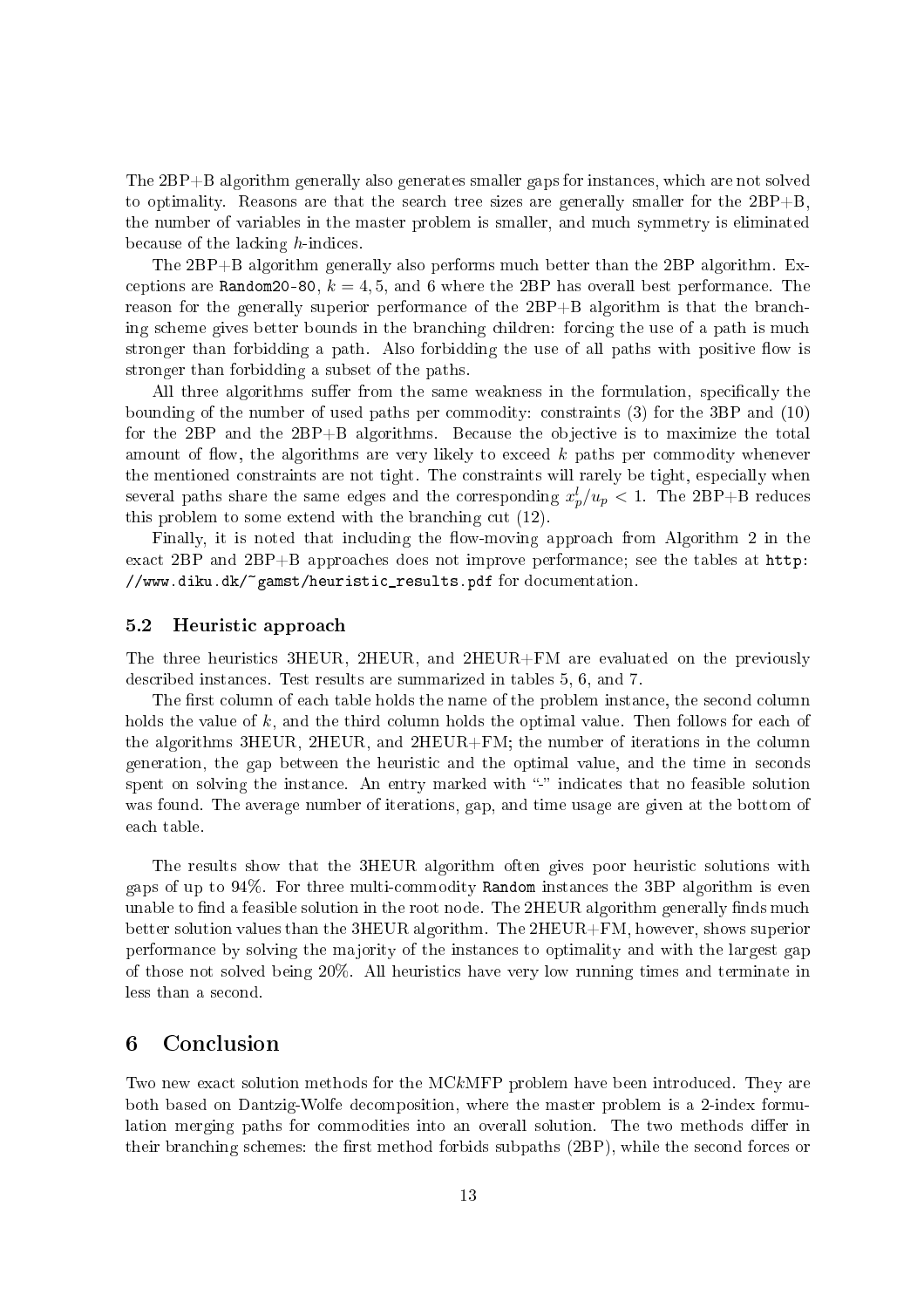The 2BP+B algorithm generally also generates smaller gaps for instances, which are not solved to optimality. Reasons are that the search tree sizes are generally smaller for the 2BP+B, the number of variables in the master problem is smaller, and much symmetry is eliminated because of the lacking $h$-indices.

The 2BP+B algorithm generally also performs much better than the 2BP algorithm. Exceptions are `Random20-80`, $k = 4, 5$, and 6 where the 2BP has overall best performance. The reason for the generally superior performance of the 2BP+B algorithm is that the branching scheme gives better bounds in the branching children: forcing the use of a path is much stronger than forbidding a path. Also forbidding the use of all paths with positive flow is stronger than forbidding a subset of the paths.

All three algorithms suffer from the same weakness in the formulation, specifically the bounding of the number of used paths per commodity: constraints (3) for the 3BP and (10) for the 2BP and the 2BP+B algorithms. Because the objective is to maximize the total amount of flow, the algorithms are very likely to exceed $k$ paths per commodity whenever the mentioned constraints are not tight. The constraints will rarely be tight, especially when several paths share the same edges and the corresponding $x^l_p / u_p < 1$. The 2BP+B reduces this problem to some extend with the branching cut (12).

Finally, it is noted that including the flow-moving approach from Algorithm 2 in the exact 2BP and 2BP+B approaches does not improve performance; see the tables at `http://www.diku.dk/~gamst/heuristic_results.pdf` for documentation.

### 5.2 Heuristic approach

The three heuristics 3HEUR, 2HEUR, and 2HEUR+FM are evaluated on the previously described instances. Test results are summarized in tables 5, 6, and 7.

The first column of each table holds the name of the problem instance, the second column holds the value of $k$, and the third column holds the optimal value. Then follows for each of the algorithms 3HEUR, 2HEUR, and 2HEUR+FM; the number of iterations in the column generation, the gap between the heuristic and the optimal value, and the time in seconds spent on solving the instance. An entry marked with "-" indicates that no feasible solution was found. The average number of iterations, gap, and time usage are given at the bottom of each table.

The results show that the 3HEUR algorithm often gives poor heuristic solutions with gaps of up to 94%. For three multi-commodity `Random` instances the 3BP algorithm is even unable to find a feasible solution in the root node. The 2HEUR algorithm generally finds much better solution values than the 3HEUR algorithm. The 2HEUR+FM, however, shows superior performance by solving the majority of the instances to optimality and with the largest gap of those not solved being 20%. All heuristics have very low running times and terminate in less than a second.

## 6 Conclusion

Two new exact solution methods for the MC$k$MFP problem have been introduced. They are both based on Dantzig-Wolfe decomposition, where the master problem is a 2-index formulation merging paths for commodities into an overall solution. The two methods differ in their branching schemes: the first method forbids subpaths (2BP), while the second forces or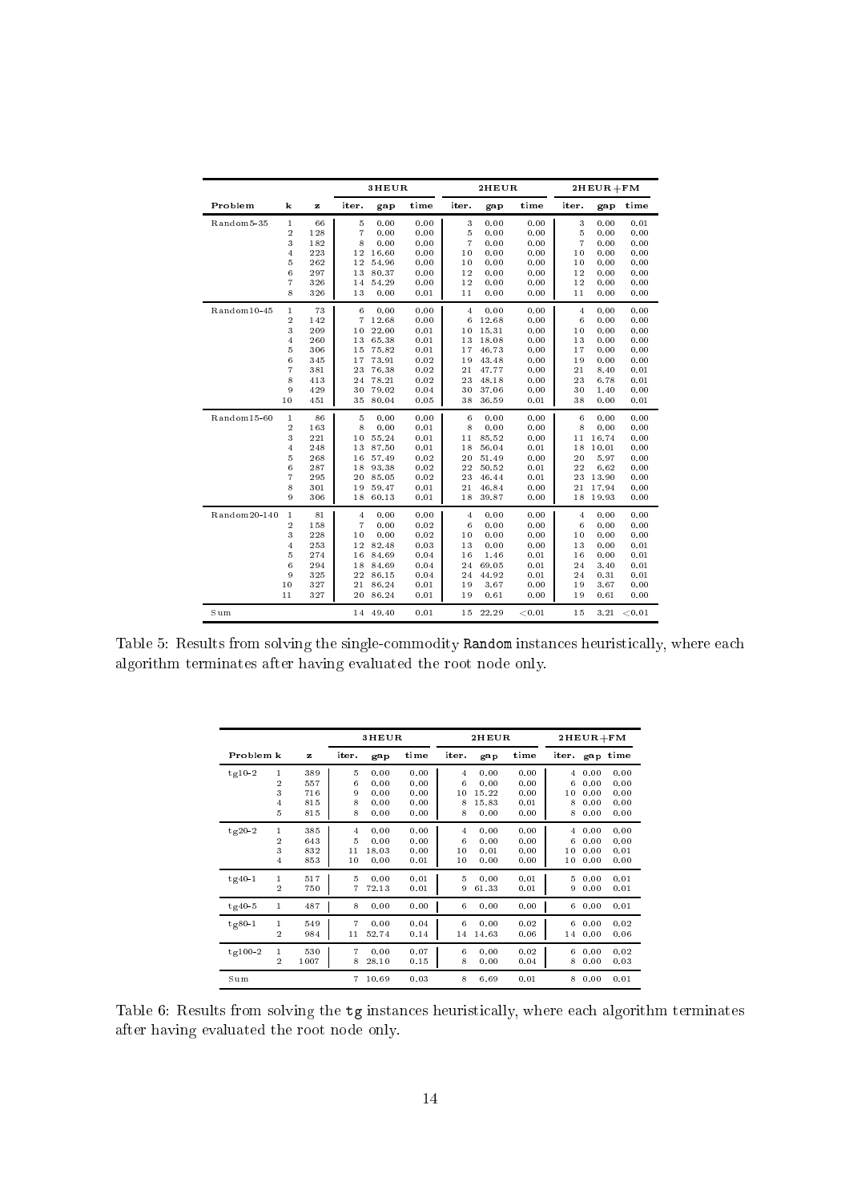| | | | 3HEUR | | | 2HEUR | | | 2HEUR+FM | | |
|---|---|---|---|---|---|---|---|---|---|---|---|
| Problem | k | z | iter. | gap | time | iter. | gap | time | iter. | gap | time |
| Random5-35 | 1 | 66 | 5 | 0.00 | 0.00 | 3 | 0.00 | 0.00 | 3 | 0.00 | 0.01 |
| | 2 | 128 | 7 | 0.00 | 0.00 | 5 | 0.00 | 0.00 | 5 | 0.00 | 0.00 |
| | 3 | 182 | 8 | 0.00 | 0.00 | 7 | 0.00 | 0.00 | 7 | 0.00 | 0.00 |
| | 4 | 223 | 12 | 16.60 | 0.00 | 10 | 0.00 | 0.00 | 10 | 0.00 | 0.00 |
| | 5 | 262 | 12 | 54.96 | 0.00 | 10 | 0.00 | 0.00 | 10 | 0.00 | 0.00 |
| | 6 | 297 | 13 | 80.37 | 0.00 | 12 | 0.00 | 0.00 | 12 | 0.00 | 0.00 |
| | 7 | 326 | 14 | 54.29 | 0.00 | 12 | 0.00 | 0.00 | 12 | 0.00 | 0.00 |
| | 8 | 326 | 13 | 0.00 | 0.01 | 11 | 0.00 | 0.00 | 11 | 0.00 | 0.00 |
| Random10-45 | 1 | 73 | 6 | 0.00 | 0.00 | 4 | 0.00 | 0.00 | 4 | 0.00 | 0.00 |
| | 2 | 142 | 7 | 12.68 | 0.00 | 6 | 12.68 | 0.00 | 6 | 0.00 | 0.00 |
| | 3 | 209 | 10 | 22.00 | 0.01 | 10 | 15.31 | 0.00 | 10 | 0.00 | 0.00 |
| | 4 | 260 | 13 | 65.38 | 0.01 | 13 | 18.08 | 0.00 | 13 | 0.00 | 0.00 |
| | 5 | 306 | 15 | 75.82 | 0.01 | 17 | 46.73 | 0.00 | 17 | 0.00 | 0.00 |
| | 6 | 345 | 17 | 73.91 | 0.02 | 19 | 43.48 | 0.00 | 19 | 0.00 | 0.00 |
| | 7 | 381 | 23 | 76.38 | 0.02 | 21 | 47.77 | 0.00 | 21 | 8.40 | 0.01 |
| | 8 | 413 | 24 | 78.21 | 0.02 | 23 | 48.18 | 0.00 | 23 | 6.78 | 0.01 |
| | 9 | 429 | 30 | 79.02 | 0.04 | 30 | 37.06 | 0.00 | 30 | 1.40 | 0.00 |
| | 10 | 451 | 35 | 80.04 | 0.05 | 38 | 36.59 | 0.01 | 38 | 0.00 | 0.01 |
| Random15-60 | 1 | 86 | 5 | 0.00 | 0.00 | 6 | 0.00 | 0.00 | 6 | 0.00 | 0.00 |
| | 2 | 163 | 8 | 0.00 | 0.01 | 8 | 0.00 | 0.00 | 8 | 0.00 | 0.00 |
| | 3 | 221 | 10 | 55.24 | 0.01 | 11 | 85.52 | 0.00 | 11 | 16.74 | 0.00 |
| | 4 | 248 | 13 | 87.50 | 0.01 | 18 | 56.04 | 0.01 | 18 | 10.01 | 0.00 |
| | 5 | 268 | 16 | 57.49 | 0.02 | 20 | 51.49 | 0.00 | 20 | 5.97 | 0.00 |
| | 6 | 287 | 18 | 93.38 | 0.02 | 22 | 50.52 | 0.01 | 22 | 6.62 | 0.00 |
| | 7 | 295 | 20 | 85.05 | 0.02 | 23 | 46.44 | 0.01 | 23 | 13.90 | 0.00 |
| | 8 | 301 | 19 | 59.47 | 0.01 | 21 | 46.84 | 0.00 | 21 | 17.94 | 0.00 |
| | 9 | 306 | 18 | 60.13 | 0.01 | 18 | 39.87 | 0.00 | 18 | 19.93 | 0.00 |
| Random20-140 | 1 | 81 | 4 | 0.00 | 0.00 | 4 | 0.00 | 0.00 | 4 | 0.00 | 0.00 |
| | 2 | 158 | 7 | 0.00 | 0.02 | 6 | 0.00 | 0.00 | 6 | 0.00 | 0.00 |
| | 3 | 228 | 10 | 0.00 | 0.02 | 10 | 0.00 | 0.00 | 10 | 0.00 | 0.00 |
| | 4 | 253 | 12 | 82.48 | 0.03 | 13 | 0.00 | 0.00 | 13 | 0.00 | 0.01 |
| | 5 | 274 | 16 | 84.69 | 0.04 | 16 | 1.46 | 0.01 | 16 | 0.00 | 0.01 |
| | 6 | 294 | 18 | 84.69 | 0.04 | 24 | 69.05 | 0.01 | 24 | 3.40 | 0.01 |
| | 9 | 325 | 22 | 86.15 | 0.04 | 24 | 44.92 | 0.01 | 24 | 0.31 | 0.01 |
| | 10 | 327 | 21 | 86.24 | 0.01 | 19 | 3.67 | 0.00 | 19 | 3.67 | 0.00 |
| | 11 | 327 | 20 | 86.24 | 0.01 | 19 | 0.61 | 0.00 | 19 | 0.61 | 0.00 |
| Sum | | | 14 | 49.40 | 0.01 | 15 | 22.29 | <0.01 | 15 | 3.21 | <0.01 |

Table 5: Results from solving the single-commodity `Random` instances heuristically, where each algorithm terminates after having evaluated the root node only.

| | | | 3HEUR | | | 2HEUR | | | 2HEUR+FM | | |
|---|---|---|---|---|---|---|---|---|---|---|---|
| Problem | k | z | iter. | gap | time | iter. | gap | time | iter. | gap | time |
| tg10-2 | 1 | 389 | 5 | 0.00 | 0.00 | 4 | 0.00 | 0.00 | 4 | 0.00 | 0.00 |
| | 2 | 557 | 6 | 0.00 | 0.00 | 6 | 0.00 | 0.00 | 6 | 0.00 | 0.00 |
| | 3 | 716 | 9 | 0.00 | 0.00 | 10 | 15.22 | 0.00 | 10 | 0.00 | 0.00 |
| | 4 | 815 | 8 | 0.00 | 0.00 | 8 | 15.83 | 0.01 | 8 | 0.00 | 0.00 |
| | 5 | 815 | 8 | 0.00 | 0.00 | 8 | 0.00 | 0.00 | 8 | 0.00 | 0.00 |
| tg20-2 | 1 | 385 | 4 | 0.00 | 0.00 | 4 | 0.00 | 0.00 | 4 | 0.00 | 0.00 |
| | 2 | 643 | 5 | 0.00 | 0.00 | 6 | 0.00 | 0.00 | 6 | 0.00 | 0.00 |
| | 3 | 832 | 11 | 18.03 | 0.00 | 10 | 0.01 | 0.00 | 10 | 0.00 | 0.01 |
| | 4 | 853 | 10 | 0.00 | 0.01 | 10 | 0.00 | 0.00 | 10 | 0.00 | 0.00 |
| tg40-1 | 1 | 517 | 5 | 0.00 | 0.01 | 5 | 0.00 | 0.01 | 5 | 0.00 | 0.01 |
| | 2 | 750 | 7 | 72.13 | 0.01 | 9 | 61.33 | 0.01 | 9 | 0.00 | 0.01 |
| tg40-5 | 1 | 487 | 8 | 0.00 | 0.00 | 6 | 0.00 | 0.00 | 6 | 0.00 | 0.01 |
| tg80-1 | 1 | 549 | 7 | 0.00 | 0.04 | 6 | 0.00 | 0.02 | 6 | 0.00 | 0.02 |
| | 2 | 984 | 11 | 52.74 | 0.14 | 14 | 14.63 | 0.06 | 14 | 0.00 | 0.06 |
| tg100-2 | 1 | 530 | 7 | 0.00 | 0.07 | 6 | 0.00 | 0.02 | 6 | 0.00 | 0.02 |
| | 2 | 1007 | 8 | 28.10 | 0.15 | 8 | 0.00 | 0.04 | 8 | 0.00 | 0.03 |
| Sum | | | 7 | 10.69 | 0.03 | 8 | 6.69 | 0.01 | 8 | 0.00 | 0.01 |

Table 6: Results from solving the `tg` instances heuristically, where each algorithm terminates after having evaluated the root node only.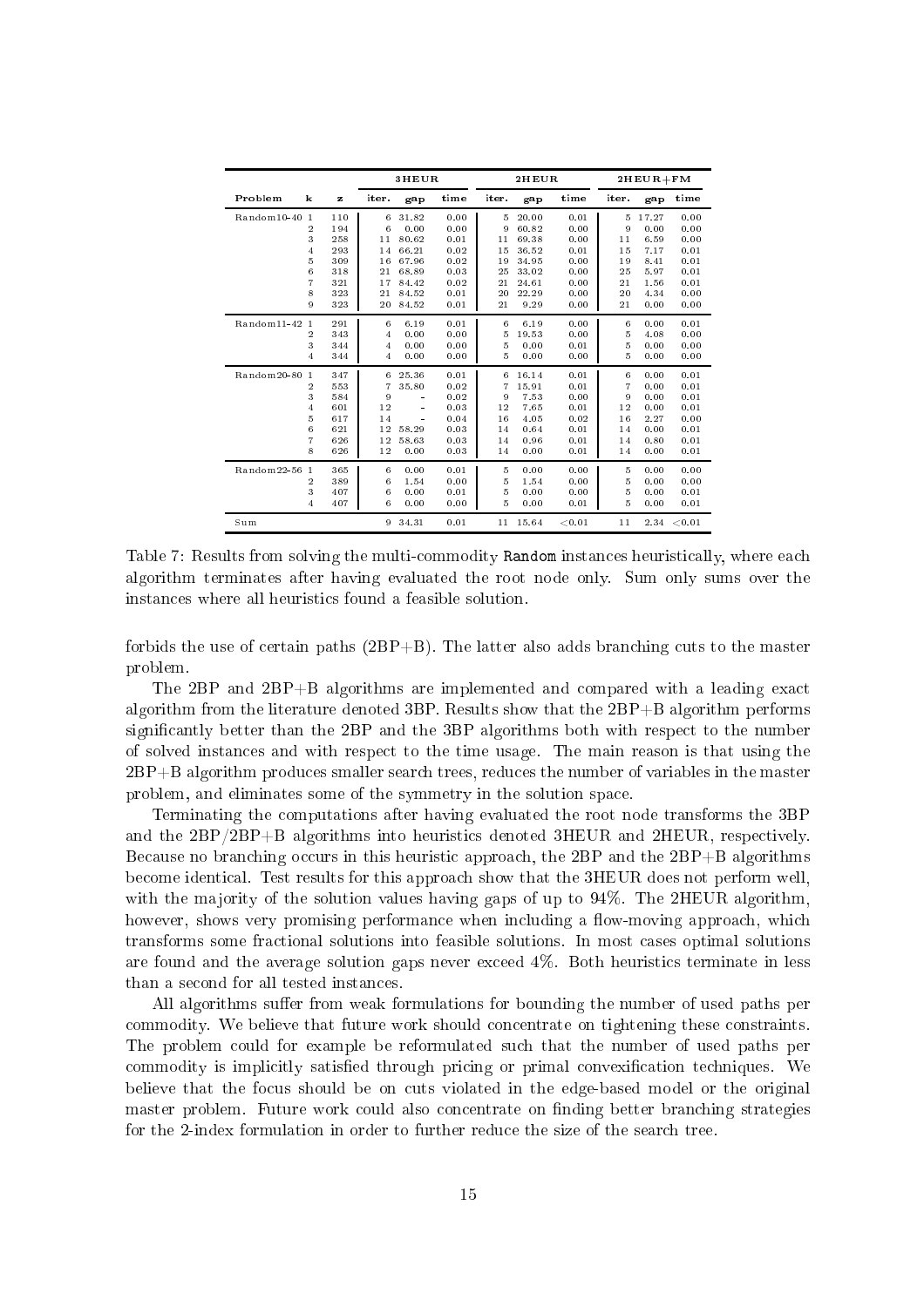| Problem | k | z | 3HEUR | | | 2HEUR | | | 2HEUR+FM | | |
|---|---|---|---|---|---|---|---|---|---|---|---|
| | | | iter. | gap | time | iter. | gap | time | iter. | gap | time |
| Random10-40 | 1 | 110 | 6 | 31.82 | 0.00 | 5 | 20.00 | 0.01 | 5 | 17.27 | 0.00 |
| | 2 | 194 | 6 | 0.00 | 0.00 | 9 | 60.82 | 0.00 | 9 | 0.00 | 0.00 |
| | 3 | 258 | 11 | 80.62 | 0.01 | 11 | 69.38 | 0.00 | 11 | 6.59 | 0.00 |
| | 4 | 293 | 14 | 66.21 | 0.02 | 15 | 36.52 | 0.01 | 15 | 7.17 | 0.01 |
| | 5 | 309 | 16 | 67.96 | 0.02 | 19 | 34.95 | 0.00 | 19 | 8.41 | 0.01 |
| | 6 | 318 | 21 | 68.89 | 0.03 | 25 | 33.02 | 0.00 | 25 | 5.97 | 0.01 |
| | 7 | 321 | 17 | 84.42 | 0.02 | 21 | 24.61 | 0.00 | 21 | 1.56 | 0.01 |
| | 8 | 323 | 21 | 84.52 | 0.01 | 20 | 22.29 | 0.00 | 20 | 4.34 | 0.00 |
| | 9 | 323 | 20 | 84.52 | 0.01 | 21 | 9.29 | 0.00 | 21 | 0.00 | 0.00 |
| Random11-42 | 1 | 291 | 6 | 6.19 | 0.01 | 6 | 6.19 | 0.00 | 6 | 0.00 | 0.01 |
| | 2 | 343 | 4 | 0.00 | 0.00 | 5 | 19.53 | 0.00 | 5 | 4.08 | 0.00 |
| | 3 | 344 | 4 | 0.00 | 0.00 | 5 | 0.00 | 0.01 | 5 | 0.00 | 0.00 |
| | 4 | 344 | 4 | 0.00 | 0.00 | 5 | 0.00 | 0.00 | 5 | 0.00 | 0.00 |
| Random20-80 | 1 | 347 | 6 | 25.36 | 0.01 | 6 | 16.14 | 0.01 | 6 | 0.00 | 0.01 |
| | 2 | 553 | 7 | 35.80 | 0.02 | 7 | 15.91 | 0.01 | 7 | 0.00 | 0.01 |
| | 3 | 584 | 9 | - | 0.02 | 9 | 7.53 | 0.00 | 9 | 0.00 | 0.01 |
| | 4 | 601 | 12 | - | 0.03 | 12 | 7.65 | 0.01 | 12 | 0.00 | 0.01 |
| | 5 | 617 | 14 | - | 0.04 | 16 | 4.05 | 0.02 | 16 | 2.27 | 0.00 |
| | 6 | 621 | 12 | 58.29 | 0.03 | 14 | 0.64 | 0.01 | 14 | 0.00 | 0.01 |
| | 7 | 626 | 12 | 58.63 | 0.03 | 14 | 0.96 | 0.01 | 14 | 0.80 | 0.01 |
| | 8 | 626 | 12 | 0.00 | 0.03 | 14 | 0.00 | 0.01 | 14 | 0.00 | 0.01 |
| Random22-56 | 1 | 365 | 6 | 0.00 | 0.01 | 5 | 0.00 | 0.00 | 5 | 0.00 | 0.00 |
| | 2 | 389 | 6 | 1.54 | 0.00 | 5 | 1.54 | 0.00 | 5 | 0.00 | 0.00 |
| | 3 | 407 | 6 | 0.00 | 0.01 | 5 | 0.00 | 0.00 | 5 | 0.00 | 0.01 |
| | 4 | 407 | 6 | 0.00 | 0.00 | 5 | 0.00 | 0.01 | 5 | 0.00 | 0.01 |
| Sum | | | 9 | 34.31 | 0.01 | 11 | 15.64 | <0.01 | 11 | 2.34 | <0.01 |

Table 7: Results from solving the multi-commodity Random instances heuristically, where each algorithm terminates after having evaluated the root node only. Sum only sums over the instances where all heuristics found a feasible solution.

forbids the use of certain paths (2BP+B). The latter also adds branching cuts to the master problem.

The 2BP and 2BP+B algorithms are implemented and compared with a leading exact algorithm from the literature denoted 3BP. Results show that the 2BP+B algorithm performs significantly better than the 2BP and the 3BP algorithms both with respect to the number of solved instances and with respect to the time usage. The main reason is that using the 2BP+B algorithm produces smaller search trees, reduces the number of variables in the master problem, and eliminates some of the symmetry in the solution space.

Terminating the computations after having evaluated the root node transforms the 3BP and the 2BP/2BP+B algorithms into heuristics denoted 3HEUR and 2HEUR, respectively. Because no branching occurs in this heuristic approach, the 2BP and the 2BP+B algorithms become identical. Test results for this approach show that the 3HEUR does not perform well, with the majority of the solution values having gaps of up to 94%. The 2HEUR algorithm, however, shows very promising performance when including a flow-moving approach, which transforms some fractional solutions into feasible solutions. In most cases optimal solutions are found and the average solution gaps never exceed 4%. Both heuristics terminate in less than a second for all tested instances.

All algorithms suffer from weak formulations for bounding the number of used paths per commodity. We believe that future work should concentrate on tightening these constraints. The problem could for example be reformulated such that the number of used paths per commodity is implicitly satisfied through pricing or primal convexification techniques. We believe that the focus should be on cuts violated in the edge-based model or the original master problem. Future work could also concentrate on finding better branching strategies for the 2-index formulation in order to further reduce the size of the search tree.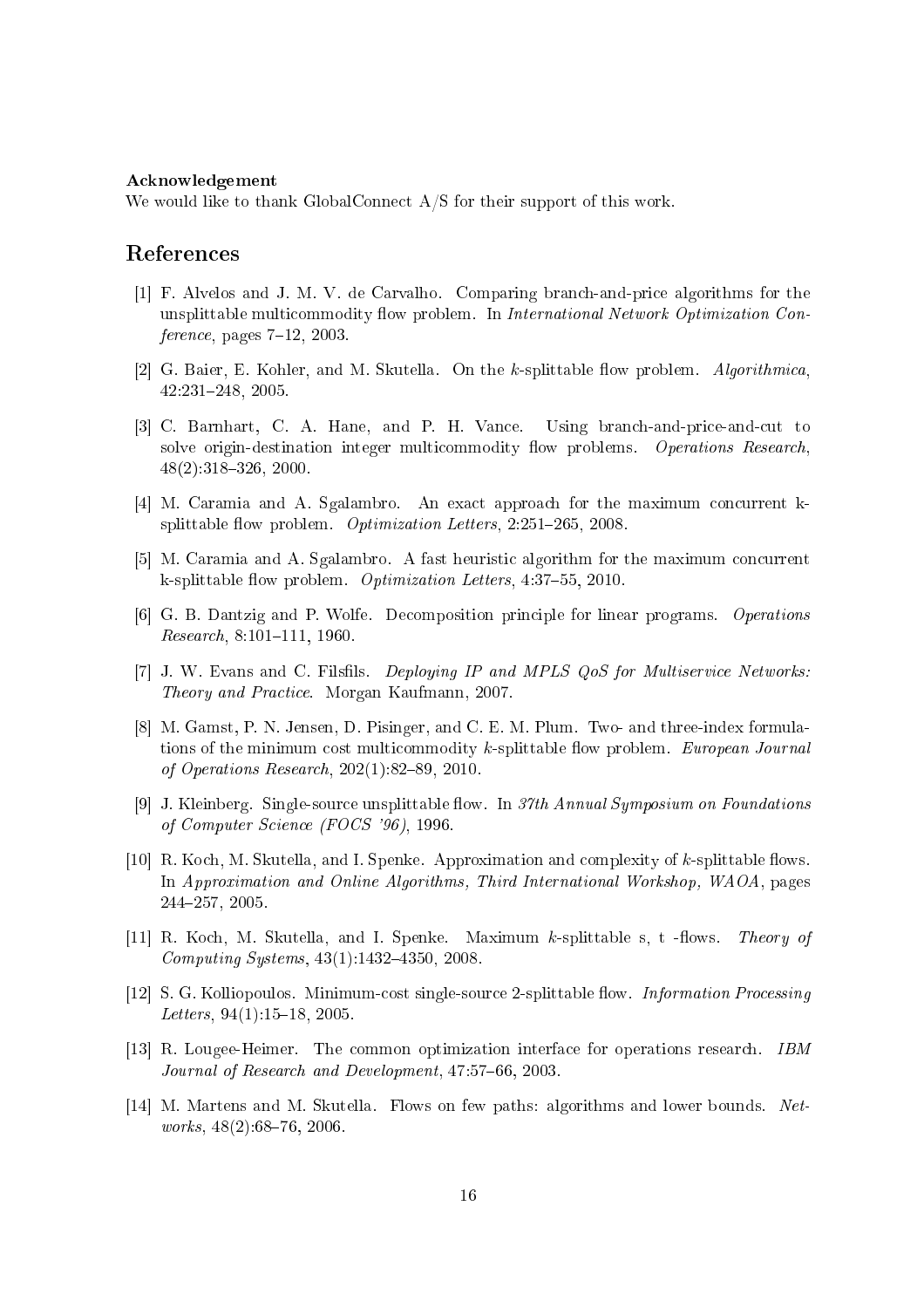**Acknowledgement**
We would like to thank GlobalConnect A/S for their support of this work.

## References

[1] F. Alvelos and J. M. V. de Carvalho. Comparing branch-and-price algorithms for the unsplittable multicommodity flow problem. In *International Network Optimization Conference*, pages 7–12, 2003.

[2] G. Baier, E. Kohler, and M. Skutella. On the $k$-splittable flow problem. *Algorithmica*, 42:231–248, 2005.

[3] C. Barnhart, C. A. Hane, and P. H. Vance. Using branch-and-price-and-cut to solve origin-destination integer multicommodity flow problems. *Operations Research*, 48(2):318–326, 2000.

[4] M. Caramia and A. Sgalambro. An exact approach for the maximum concurrent k-splittable flow problem. *Optimization Letters*, 2:251–265, 2008.

[5] M. Caramia and A. Sgalambro. A fast heuristic algorithm for the maximum concurrent k-splittable flow problem. *Optimization Letters*, 4:37–55, 2010.

[6] G. B. Dantzig and P. Wolfe. Decomposition principle for linear programs. *Operations Research*, 8:101–111, 1960.

[7] J. W. Evans and C. Filsfils. *Deploying IP and MPLS QoS for Multiservice Networks: Theory and Practice*. Morgan Kaufmann, 2007.

[8] M. Gamst, P. N. Jensen, D. Pisinger, and C. E. M. Plum. Two- and three-index formulations of the minimum cost multicommodity $k$-splittable flow problem. *European Journal of Operations Research*, 202(1):82–89, 2010.

[9] J. Kleinberg. Single-source unsplittable flow. In *37th Annual Symposium on Foundations of Computer Science (FOCS '96)*, 1996.

[10] R. Koch, M. Skutella, and I. Spenke. Approximation and complexity of $k$-splittable flows. In *Approximation and Online Algorithms, Third International Workshop, WAOA*, pages 244–257, 2005.

[11] R. Koch, M. Skutella, and I. Spenke. Maximum $k$-splittable s, t -flows. *Theory of Computing Systems*, 43(1):1432–4350, 2008.

[12] S. G. Kolliopoulos. Minimum-cost single-source 2-splittable flow. *Information Processing Letters*, 94(1):15–18, 2005.

[13] R. Lougee-Heimer. The common optimization interface for operations research. *IBM Journal of Research and Development*, 47:57–66, 2003.

[14] M. Martens and M. Skutella. Flows on few paths: algorithms and lower bounds. *Networks*, 48(2):68–76, 2006.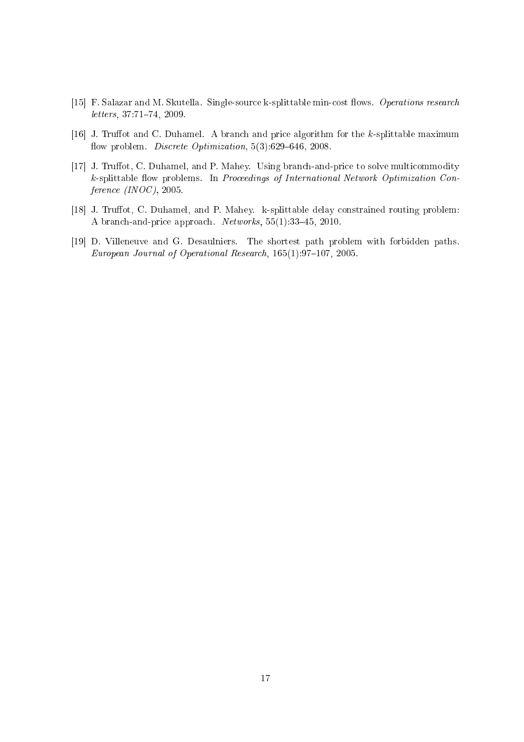[15] F. Salazar and M. Skutella. Single-source k-splittable min-cost flows. *Operations research letters*, 37:71–74, 2009.

[16] J. Truffot and C. Duhamel. A branch and price algorithm for the $k$-splittable maximum flow problem. *Discrete Optimization*, 5(3):629–646, 2008.

[17] J. Truffot, C. Duhamel, and P. Mahey. Using branch-and-price to solve multicommodity $k$-splittable flow problems. In *Proceedings of International Network Optimization Conference (INOC)*, 2005.

[18] J. Truffot, C. Duhamel, and P. Mahey. k-splittable delay constrained routing problem: A branch-and-price approach. *Networks*, 55(1):33–45, 2010.

[19] D. Villeneuve and G. Desaulniers. The shortest path problem with forbidden paths. *European Journal of Operational Research*, 165(1):97–107, 2005.